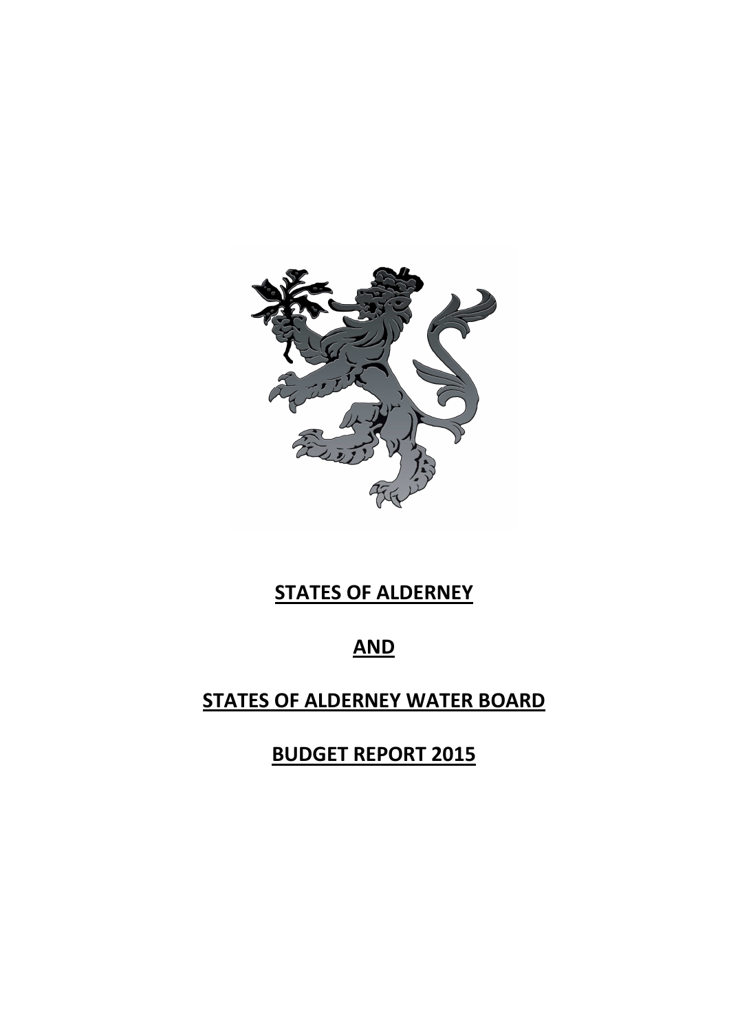# STATES OF ALDERNEY

# AND

# STATES OF ALDERNEY WATER BOARD

# BUDGET REPORT 2015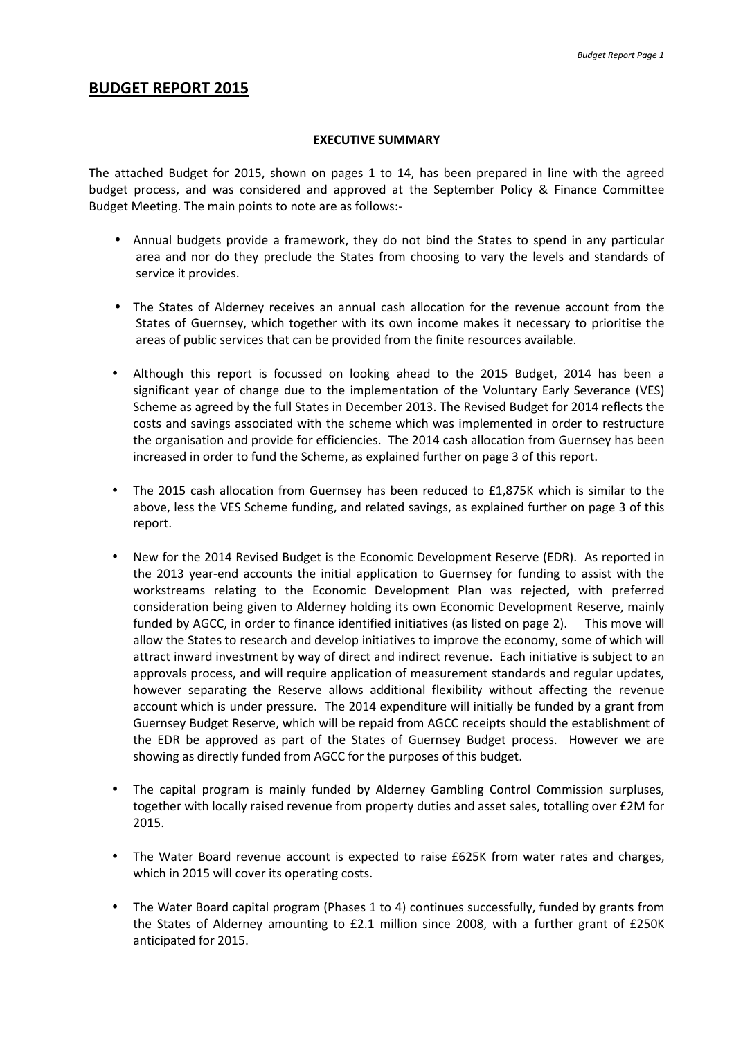# BUDGET REPORT 2015

**EXECUTIVE SUMMARY**

The attached Budget for 2015, shown on pages 1 to 14, has been prepared in line with the agreed budget process, and was considered and approved at the September Policy & Finance Committee Budget Meeting. The main points to note are as follows:-

- Annual budgets provide a framework, they do not bind the States to spend in any particular area and nor do they preclude the States from choosing to vary the levels and standards of service it provides.
- The States of Alderney receives an annual cash allocation for the revenue account from the States of Guernsey, which together with its own income makes it necessary to prioritise the areas of public services that can be provided from the finite resources available.
- Although this report is focussed on looking ahead to the 2015 Budget, 2014 has been a significant year of change due to the implementation of the Voluntary Early Severance (VES) Scheme as agreed by the full States in December 2013. The Revised Budget for 2014 reflects the costs and savings associated with the scheme which was implemented in order to restructure the organisation and provide for efficiencies. The 2014 cash allocation from Guernsey has been increased in order to fund the Scheme, as explained further on page 3 of this report.
- The 2015 cash allocation from Guernsey has been reduced to £1,875K which is similar to the above, less the VES Scheme funding, and related savings, as explained further on page 3 of this report.
- New for the 2014 Revised Budget is the Economic Development Reserve (EDR). As reported in the 2013 year-end accounts the initial application to Guernsey for funding to assist with the workstreams relating to the Economic Development Plan was rejected, with preferred consideration being given to Alderney holding its own Economic Development Reserve, mainly funded by AGCC, in order to finance identified initiatives (as listed on page 2). This move will allow the States to research and develop initiatives to improve the economy, some of which will attract inward investment by way of direct and indirect revenue. Each initiative is subject to an approvals process, and will require application of measurement standards and regular updates, however separating the Reserve allows additional flexibility without affecting the revenue account which is under pressure. The 2014 expenditure will initially be funded by a grant from Guernsey Budget Reserve, which will be repaid from AGCC receipts should the establishment of the EDR be approved as part of the States of Guernsey Budget process. However we are showing as directly funded from AGCC for the purposes of this budget.
- The capital program is mainly funded by Alderney Gambling Control Commission surpluses, together with locally raised revenue from property duties and asset sales, totalling over £2M for 2015.
- The Water Board revenue account is expected to raise £625K from water rates and charges, which in 2015 will cover its operating costs.
- The Water Board capital program (Phases 1 to 4) continues successfully, funded by grants from the States of Alderney amounting to £2.1 million since 2008, with a further grant of £250K anticipated for 2015.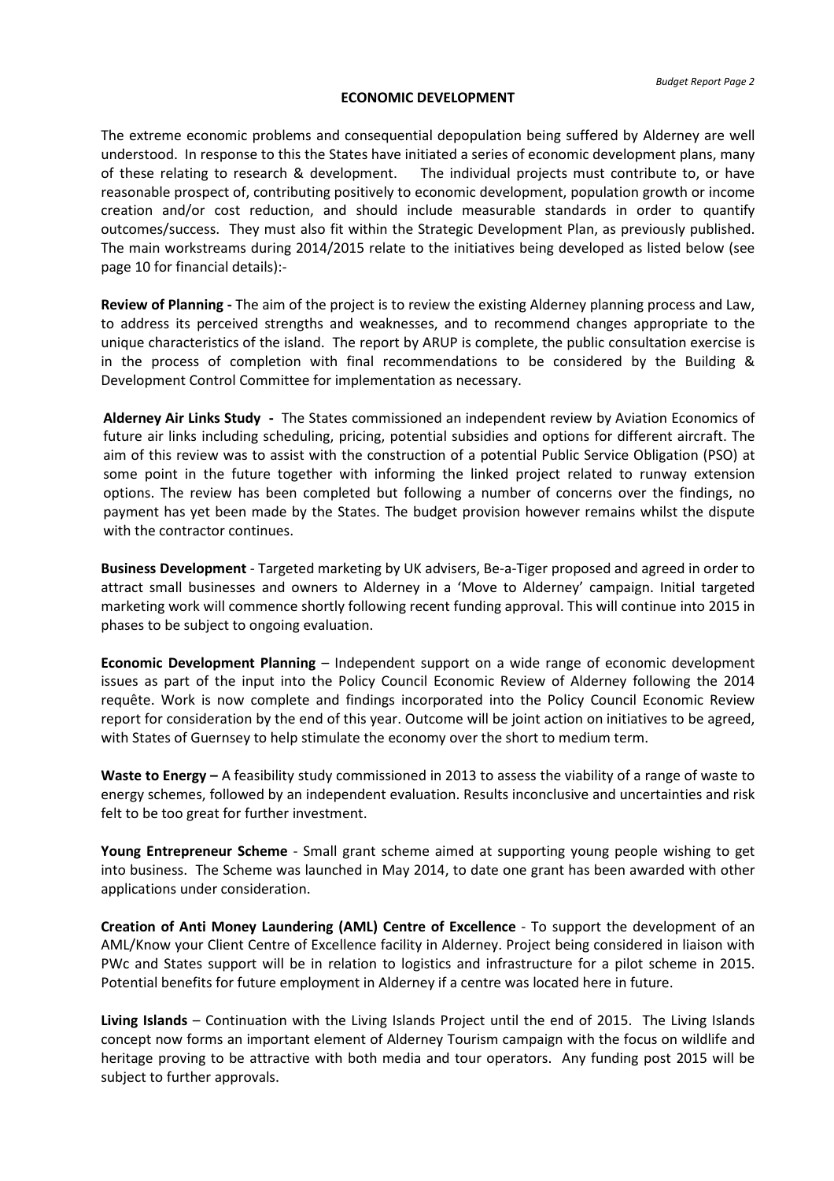## ECONOMIC DEVELOPMENT

The extreme economic problems and consequential depopulation being suffered by Alderney are well understood. In response to this the States have initiated a series of economic development plans, many of these relating to research & development. The individual projects must contribute to, or have reasonable prospect of, contributing positively to economic development, population growth or income creation and/or cost reduction, and should include measurable standards in order to quantify outcomes/success. They must also fit within the Strategic Development Plan, as previously published. The main workstreams during 2014/2015 relate to the initiatives being developed as listed below (see page 10 for financial details):-

**Review of Planning -** The aim of the project is to review the existing Alderney planning process and Law, to address its perceived strengths and weaknesses, and to recommend changes appropriate to the unique characteristics of the island. The report by ARUP is complete, the public consultation exercise is in the process of completion with final recommendations to be considered by the Building & Development Control Committee for implementation as necessary.

**Alderney Air Links Study -** The States commissioned an independent review by Aviation Economics of future air links including scheduling, pricing, potential subsidies and options for different aircraft. The aim of this review was to assist with the construction of a potential Public Service Obligation (PSO) at some point in the future together with informing the linked project related to runway extension options. The review has been completed but following a number of concerns over the findings, no payment has yet been made by the States. The budget provision however remains whilst the dispute with the contractor continues.

**Business Development** - Targeted marketing by UK advisers, Be-a-Tiger proposed and agreed in order to attract small businesses and owners to Alderney in a 'Move to Alderney' campaign. Initial targeted marketing work will commence shortly following recent funding approval. This will continue into 2015 in phases to be subject to ongoing evaluation.

**Economic Development Planning** – Independent support on a wide range of economic development issues as part of the input into the Policy Council Economic Review of Alderney following the 2014 requête. Work is now complete and findings incorporated into the Policy Council Economic Review report for consideration by the end of this year. Outcome will be joint action on initiatives to be agreed, with States of Guernsey to help stimulate the economy over the short to medium term.

**Waste to Energy –** A feasibility study commissioned in 2013 to assess the viability of a range of waste to energy schemes, followed by an independent evaluation. Results inconclusive and uncertainties and risk felt to be too great for further investment.

**Young Entrepreneur Scheme** - Small grant scheme aimed at supporting young people wishing to get into business. The Scheme was launched in May 2014, to date one grant has been awarded with other applications under consideration.

**Creation of Anti Money Laundering (AML) Centre of Excellence** - To support the development of an AML/Know your Client Centre of Excellence facility in Alderney. Project being considered in liaison with PWc and States support will be in relation to logistics and infrastructure for a pilot scheme in 2015. Potential benefits for future employment in Alderney if a centre was located here in future.

**Living Islands** – Continuation with the Living Islands Project until the end of 2015. The Living Islands concept now forms an important element of Alderney Tourism campaign with the focus on wildlife and heritage proving to be attractive with both media and tour operators. Any funding post 2015 will be subject to further approvals.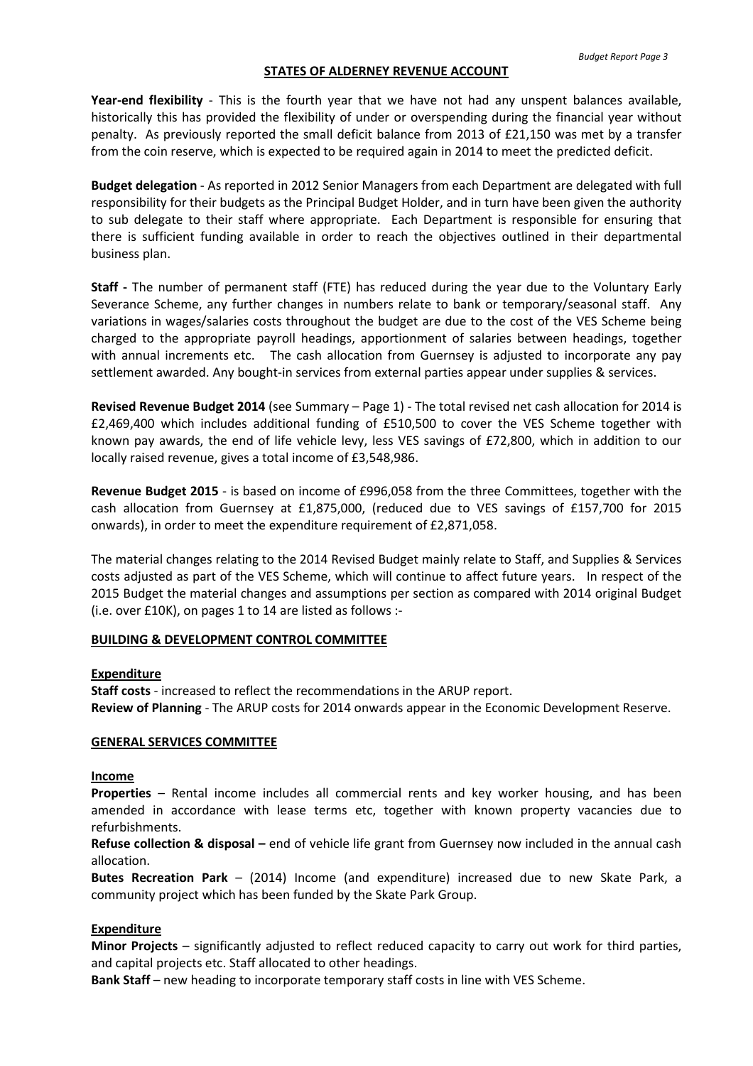## STATES OF ALDERNEY REVENUE ACCOUNT

**Year-end flexibility** - This is the fourth year that we have not had any unspent balances available, historically this has provided the flexibility of under or overspending during the financial year without penalty. As previously reported the small deficit balance from 2013 of £21,150 was met by a transfer from the coin reserve, which is expected to be required again in 2014 to meet the predicted deficit.

**Budget delegation** - As reported in 2012 Senior Managers from each Department are delegated with full responsibility for their budgets as the Principal Budget Holder, and in turn have been given the authority to sub delegate to their staff where appropriate. Each Department is responsible for ensuring that there is sufficient funding available in order to reach the objectives outlined in their departmental business plan.

**Staff -** The number of permanent staff (FTE) has reduced during the year due to the Voluntary Early Severance Scheme, any further changes in numbers relate to bank or temporary/seasonal staff. Any variations in wages/salaries costs throughout the budget are due to the cost of the VES Scheme being charged to the appropriate payroll headings, apportionment of salaries between headings, together with annual increments etc. The cash allocation from Guernsey is adjusted to incorporate any pay settlement awarded. Any bought-in services from external parties appear under supplies & services.

**Revised Revenue Budget 2014** (see Summary – Page 1) - The total revised net cash allocation for 2014 is £2,469,400 which includes additional funding of £510,500 to cover the VES Scheme together with known pay awards, the end of life vehicle levy, less VES savings of £72,800, which in addition to our locally raised revenue, gives a total income of £3,548,986.

**Revenue Budget 2015** - is based on income of £996,058 from the three Committees, together with the cash allocation from Guernsey at £1,875,000, (reduced due to VES savings of £157,700 for 2015 onwards), in order to meet the expenditure requirement of £2,871,058.

The material changes relating to the 2014 Revised Budget mainly relate to Staff, and Supplies & Services costs adjusted as part of the VES Scheme, which will continue to affect future years. In respect of the 2015 Budget the material changes and assumptions per section as compared with 2014 original Budget (i.e. over £10K), on pages 1 to 14 are listed as follows :-

### BUILDING & DEVELOPMENT CONTROL COMMITTEE

#### Expenditure

**Staff costs** - increased to reflect the recommendations in the ARUP report.
**Review of Planning** - The ARUP costs for 2014 onwards appear in the Economic Development Reserve.

### GENERAL SERVICES COMMITTEE

#### Income

**Properties** – Rental income includes all commercial rents and key worker housing, and has been amended in accordance with lease terms etc, together with known property vacancies due to refurbishments.
**Refuse collection & disposal –** end of vehicle life grant from Guernsey now included in the annual cash allocation.
**Butes Recreation Park** – (2014) Income (and expenditure) increased due to new Skate Park, a community project which has been funded by the Skate Park Group.

#### Expenditure

**Minor Projects** – significantly adjusted to reflect reduced capacity to carry out work for third parties, and capital projects etc. Staff allocated to other headings.
**Bank Staff** – new heading to incorporate temporary staff costs in line with VES Scheme.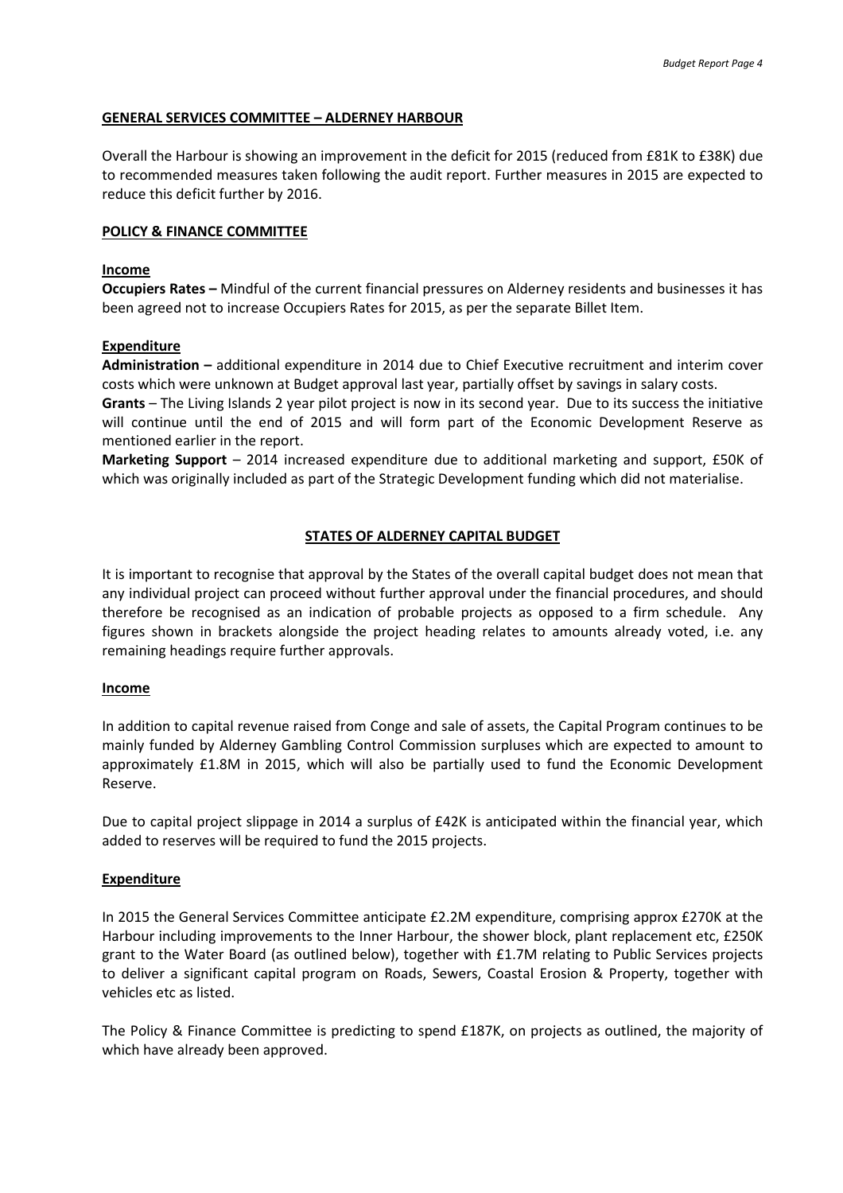## GENERAL SERVICES COMMITTEE – ALDERNEY HARBOUR

Overall the Harbour is showing an improvement in the deficit for 2015 (reduced from £81K to £38K) due to recommended measures taken following the audit report. Further measures in 2015 are expected to reduce this deficit further by 2016.

## POLICY & FINANCE COMMITTEE

### Income

**Occupiers Rates –** Mindful of the current financial pressures on Alderney residents and businesses it has been agreed not to increase Occupiers Rates for 2015, as per the separate Billet Item.

### Expenditure

**Administration –** additional expenditure in 2014 due to Chief Executive recruitment and interim cover costs which were unknown at Budget approval last year, partially offset by savings in salary costs.

**Grants** – The Living Islands 2 year pilot project is now in its second year. Due to its success the initiative will continue until the end of 2015 and will form part of the Economic Development Reserve as mentioned earlier in the report.

**Marketing Support** – 2014 increased expenditure due to additional marketing and support, £50K of which was originally included as part of the Strategic Development funding which did not materialise.

## STATES OF ALDERNEY CAPITAL BUDGET

It is important to recognise that approval by the States of the overall capital budget does not mean that any individual project can proceed without further approval under the financial procedures, and should therefore be recognised as an indication of probable projects as opposed to a firm schedule. Any figures shown in brackets alongside the project heading relates to amounts already voted, i.e. any remaining headings require further approvals.

### Income

In addition to capital revenue raised from Conge and sale of assets, the Capital Program continues to be mainly funded by Alderney Gambling Control Commission surpluses which are expected to amount to approximately £1.8M in 2015, which will also be partially used to fund the Economic Development Reserve.

Due to capital project slippage in 2014 a surplus of £42K is anticipated within the financial year, which added to reserves will be required to fund the 2015 projects.

### Expenditure

In 2015 the General Services Committee anticipate £2.2M expenditure, comprising approx £270K at the Harbour including improvements to the Inner Harbour, the shower block, plant replacement etc, £250K grant to the Water Board (as outlined below), together with £1.7M relating to Public Services projects to deliver a significant capital program on Roads, Sewers, Coastal Erosion & Property, together with vehicles etc as listed.

The Policy & Finance Committee is predicting to spend £187K, on projects as outlined, the majority of which have already been approved.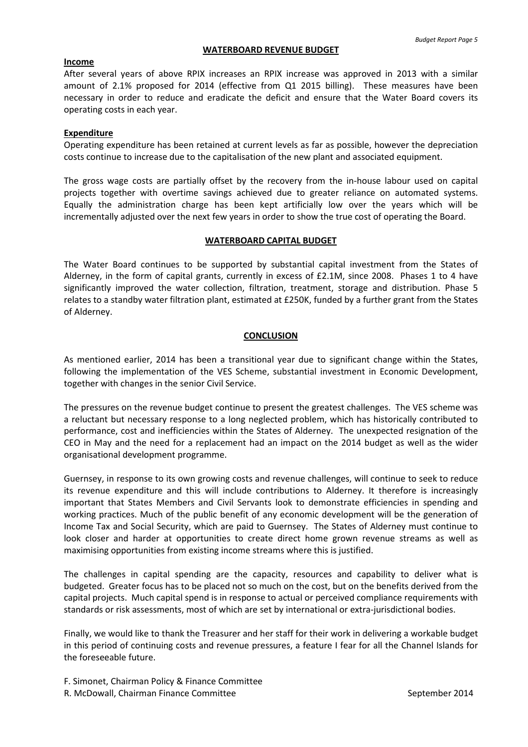## WATERBOARD REVENUE BUDGET

**Income**

After several years of above RPIX increases an RPIX increase was approved in 2013 with a similar amount of 2.1% proposed for 2014 (effective from Q1 2015 billing). These measures have been necessary in order to reduce and eradicate the deficit and ensure that the Water Board covers its operating costs in each year.

**Expenditure**

Operating expenditure has been retained at current levels as far as possible, however the depreciation costs continue to increase due to the capitalisation of the new plant and associated equipment.

The gross wage costs are partially offset by the recovery from the in-house labour used on capital projects together with overtime savings achieved due to greater reliance on automated systems. Equally the administration charge has been kept artificially low over the years which will be incrementally adjusted over the next few years in order to show the true cost of operating the Board.

## WATERBOARD CAPITAL BUDGET

The Water Board continues to be supported by substantial capital investment from the States of Alderney, in the form of capital grants, currently in excess of £2.1M, since 2008. Phases 1 to 4 have significantly improved the water collection, filtration, treatment, storage and distribution. Phase 5 relates to a standby water filtration plant, estimated at £250K, funded by a further grant from the States of Alderney.

## CONCLUSION

As mentioned earlier, 2014 has been a transitional year due to significant change within the States, following the implementation of the VES Scheme, substantial investment in Economic Development, together with changes in the senior Civil Service.

The pressures on the revenue budget continue to present the greatest challenges. The VES scheme was a reluctant but necessary response to a long neglected problem, which has historically contributed to performance, cost and inefficiencies within the States of Alderney. The unexpected resignation of the CEO in May and the need for a replacement had an impact on the 2014 budget as well as the wider organisational development programme.

Guernsey, in response to its own growing costs and revenue challenges, will continue to seek to reduce its revenue expenditure and this will include contributions to Alderney. It therefore is increasingly important that States Members and Civil Servants look to demonstrate efficiencies in spending and working practices. Much of the public benefit of any economic development will be the generation of Income Tax and Social Security, which are paid to Guernsey. The States of Alderney must continue to look closer and harder at opportunities to create direct home grown revenue streams as well as maximising opportunities from existing income streams where this is justified.

The challenges in capital spending are the capacity, resources and capability to deliver what is budgeted. Greater focus has to be placed not so much on the cost, but on the benefits derived from the capital projects. Much capital spend is in response to actual or perceived compliance requirements with standards or risk assessments, most of which are set by international or extra-jurisdictional bodies.

Finally, we would like to thank the Treasurer and her staff for their work in delivering a workable budget in this period of continuing costs and revenue pressures, a feature I fear for all the Channel Islands for the foreseeable future.

F. Simonet, Chairman Policy & Finance Committee
R. McDowall, Chairman Finance Committee

September 2014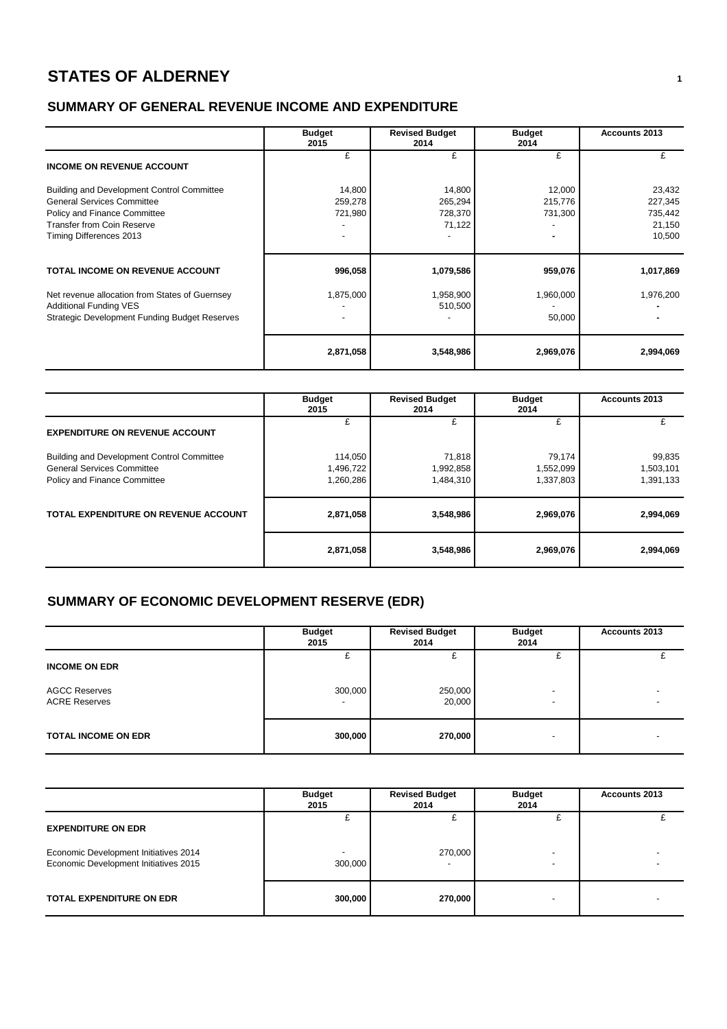# STATES OF ALDERNEY

## SUMMARY OF GENERAL REVENUE INCOME AND EXPENDITURE

| | Budget 2015 | Revised Budget 2014 | Budget 2014 | Accounts 2013 |
|---|---|---|---|---|
| | £ | £ | £ | £ |
| **INCOME ON REVENUE ACCOUNT** | | | | |
| Building and Development Control Committee | 14,800 | 14,800 | 12,000 | 23,432 |
| General Services Committee | 259,278 | 265,294 | 215,776 | 227,345 |
| Policy and Finance Committee | 721,980 | 728,370 | 731,300 | 735,442 |
| Transfer from Coin Reserve | - | 71,122 | - | 21,150 |
| Timing Differences 2013 | - | - | - | 10,500 |
| **TOTAL INCOME ON REVENUE ACCOUNT** | **996,058** | **1,079,586** | **959,076** | **1,017,869** |
| Net revenue allocation from States of Guernsey | 1,875,000 | 1,958,900 | 1,960,000 | 1,976,200 |
| Additional Funding VES | - | 510,500 | - | - |
| Strategic Development Funding Budget Reserves | - | - | 50,000 | - |
| | **2,871,058** | **3,548,986** | **2,969,076** | **2,994,069** |

| | Budget 2015 | Revised Budget 2014 | Budget 2014 | Accounts 2013 |
|---|---|---|---|---|
| | £ | £ | £ | £ |
| **EXPENDITURE ON REVENUE ACCOUNT** | | | | |
| Building and Development Control Committee | 114,050 | 71,818 | 79,174 | 99,835 |
| General Services Committee | 1,496,722 | 1,992,858 | 1,552,099 | 1,503,101 |
| Policy and Finance Committee | 1,260,286 | 1,484,310 | 1,337,803 | 1,391,133 |
| **TOTAL EXPENDITURE ON REVENUE ACCOUNT** | **2,871,058** | **3,548,986** | **2,969,076** | **2,994,069** |
| | **2,871,058** | **3,548,986** | **2,969,076** | **2,994,069** |

## SUMMARY OF ECONOMIC DEVELOPMENT RESERVE (EDR)

| | Budget 2015 | Revised Budget 2014 | Budget 2014 | Accounts 2013 |
|---|---|---|---|---|
| | £ | £ | £ | £ |
| **INCOME ON EDR** | | | | |
| AGCC Reserves | 300,000 | 250,000 | - | - |
| ACRE Reserves | - | 20,000 | - | - |
| **TOTAL INCOME ON EDR** | **300,000** | **270,000** | - | - |

| | Budget 2015 | Revised Budget 2014 | Budget 2014 | Accounts 2013 |
|---|---|---|---|---|
| | £ | £ | £ | £ |
| **EXPENDITURE ON EDR** | | | | |
| Economic Development Initiatives 2014 | - | 270,000 | - | - |
| Economic Development Initiatives 2015 | 300,000 | - | - | - |
| **TOTAL EXPENDITURE ON EDR** | **300,000** | **270,000** | - | - |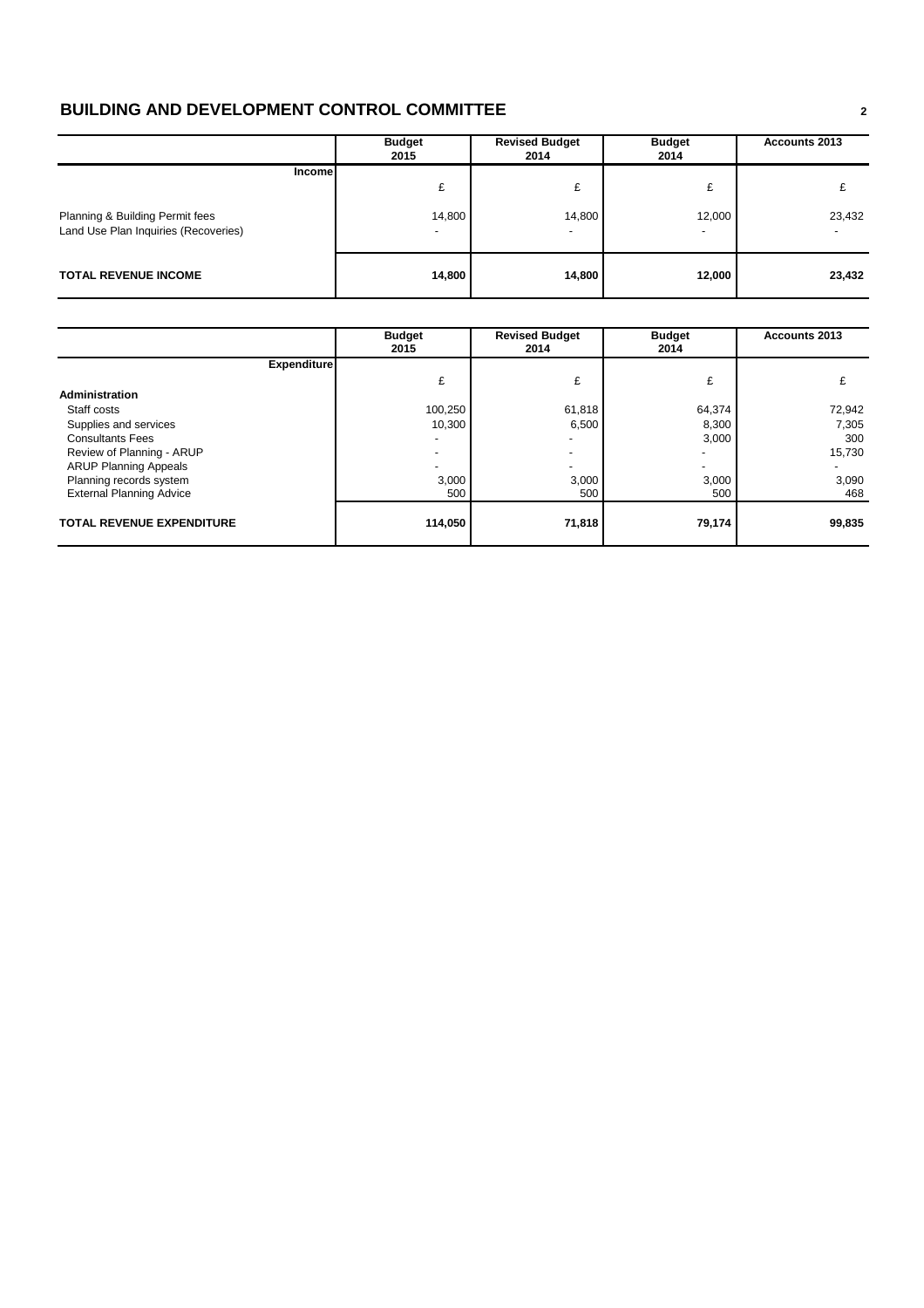# BUILDING AND DEVELOPMENT CONTROL COMMITTEE

| Income | Budget 2015 | Revised Budget 2014 | Budget 2014 | Accounts 2013 |
|---|---|---|---|---|
| | £ | £ | £ | £ |
| Planning & Building Permit fees | 14,800 | 14,800 | 12,000 | 23,432 |
| Land Use Plan Inquiries (Recoveries) | - | - | - | - |
| **TOTAL REVENUE INCOME** | **14,800** | **14,800** | **12,000** | **23,432** |

| Expenditure | Budget 2015 | Revised Budget 2014 | Budget 2014 | Accounts 2013 |
|---|---|---|---|---|
| | £ | £ | £ | £ |
| **Administration** | | | | |
| Staff costs | 100,250 | 61,818 | 64,374 | 72,942 |
| Supplies and services | 10,300 | 6,500 | 8,300 | 7,305 |
| Consultants Fees | - | - | 3,000 | 300 |
| Review of Planning - ARUP | - | - | - | 15,730 |
| ARUP Planning Appeals | - | - | - | - |
| Planning records system | 3,000 | 3,000 | 3,000 | 3,090 |
| External Planning Advice | 500 | 500 | 500 | 468 |
| **TOTAL REVENUE EXPENDITURE** | **114,050** | **71,818** | **79,174** | **99,835** |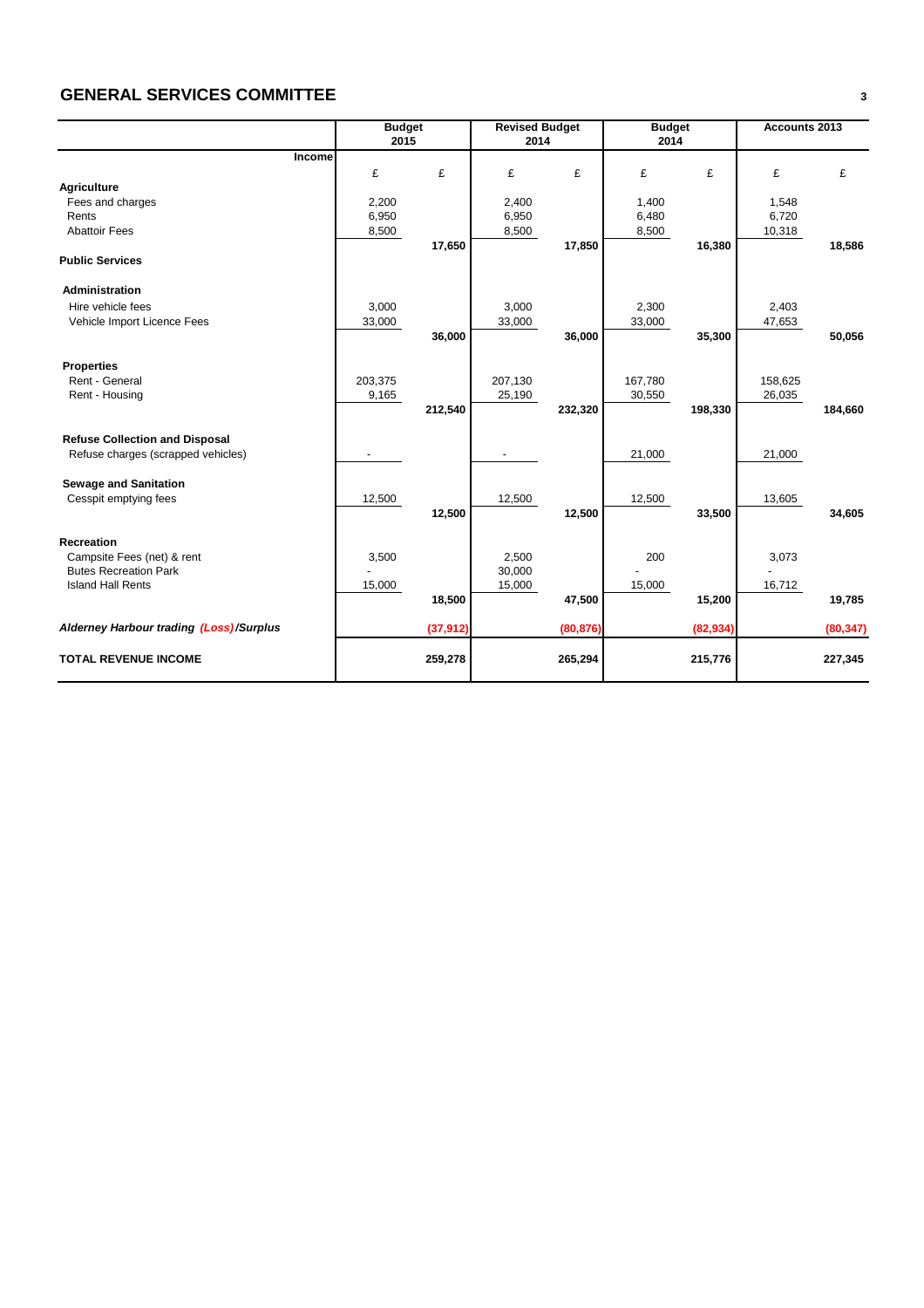## GENERAL SERVICES COMMITTEE

| | Budget 2015 | | Revised Budget 2014 | | Budget 2014 | | Accounts 2013 | |
|---|---|---|---|---|---|---|---|---|
| **Income** | £ | £ | £ | £ | £ | £ | £ | £ |
| **Agriculture** | | | | | | | | |
| Fees and charges | 2,200 | | 2,400 | | 1,400 | | 1,548 | |
| Rents | 6,950 | | 6,950 | | 6,480 | | 6,720 | |
| Abattoir Fees | 8,500 | | 8,500 | | 8,500 | | 10,318 | |
| | | **17,650** | | **17,850** | | **16,380** | | **18,586** |
| **Public Services** | | | | | | | | |
| **Administration** | | | | | | | | |
| Hire vehicle fees | 3,000 | | 3,000 | | 2,300 | | 2,403 | |
| Vehicle Import Licence Fees | 33,000 | | 33,000 | | 33,000 | | 47,653 | |
| | | **36,000** | | **36,000** | | **35,300** | | **50,056** |
| **Properties** | | | | | | | | |
| Rent - General | 203,375 | | 207,130 | | 167,780 | | 158,625 | |
| Rent - Housing | 9,165 | | 25,190 | | 30,550 | | 26,035 | |
| | | **212,540** | | **232,320** | | **198,330** | | **184,660** |
| **Refuse Collection and Disposal** | | | | | | | | |
| Refuse charges (scrapped vehicles) | - | | - | | 21,000 | | 21,000 | |
| **Sewage and Sanitation** | | | | | | | | |
| Cesspit emptying fees | 12,500 | | 12,500 | | 12,500 | | 13,605 | |
| | | **12,500** | | **12,500** | | **33,500** | | **34,605** |
| **Recreation** | | | | | | | | |
| Campsite Fees (net) & rent | 3,500 | | 2,500 | | 200 | | 3,073 | |
| Butes Recreation Park | - | | 30,000 | | - | | - | |
| Island Hall Rents | 15,000 | | 15,000 | | 15,000 | | 16,712 | |
| | | **18,500** | | **47,500** | | **15,200** | | **19,785** |
| ***Alderney Harbour trading (Loss)/Surplus*** | | **(37,912)** | | **(80,876)** | | **(82,934)** | | **(80,347)** |
| **TOTAL REVENUE INCOME** | | **259,278** | | **265,294** | | **215,776** | | **227,345** |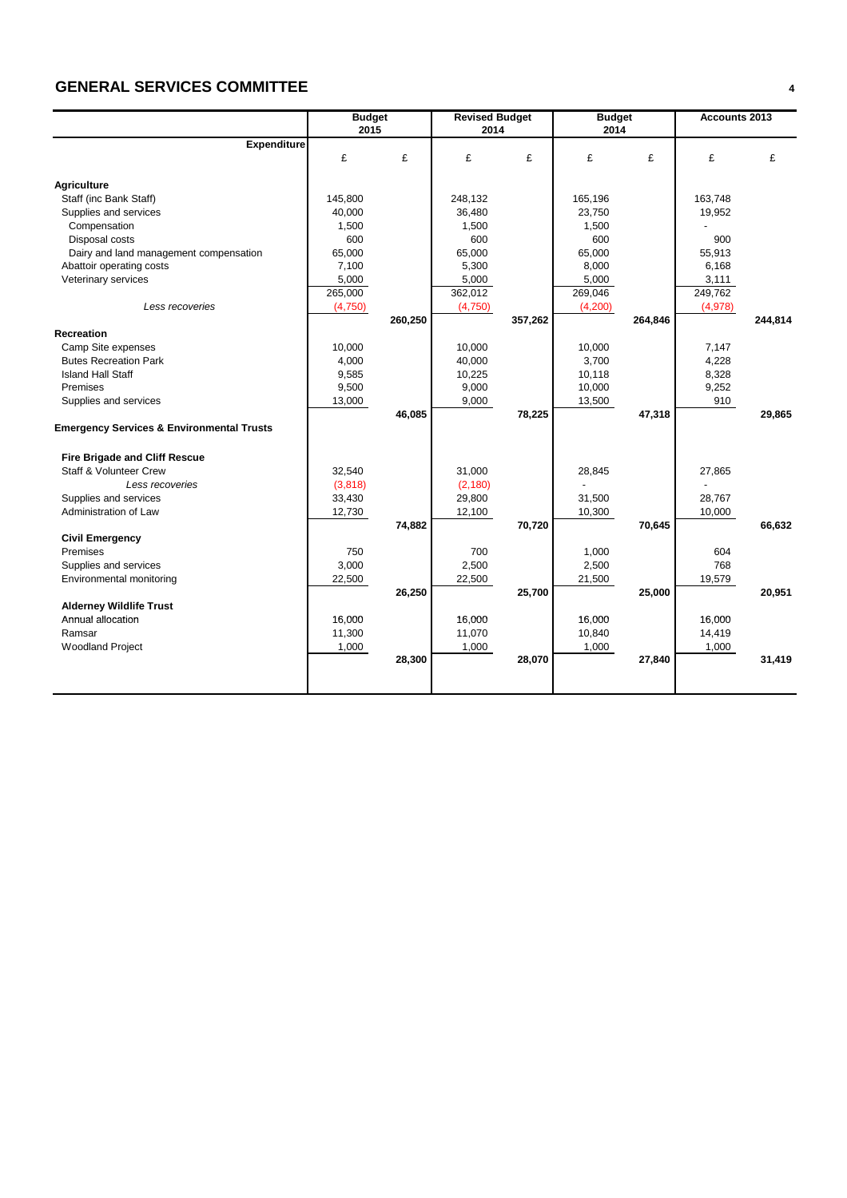## GENERAL SERVICES COMMITTEE

| Expenditure | Budget 2015 | | Revised Budget 2014 | | Budget 2014 | | Accounts 2013 | |
|---|---|---|---|---|---|---|---|---|
| | £ | £ | £ | £ | £ | £ | £ | £ |
| **Agriculture** | | | | | | | | |
| Staff (inc Bank Staff) | 145,800 | | 248,132 | | 165,196 | | 163,748 | |
| Supplies and services | 40,000 | | 36,480 | | 23,750 | | 19,952 | |
| Compensation | 1,500 | | 1,500 | | 1,500 | | - | |
| Disposal costs | 600 | | 600 | | 600 | | 900 | |
| Dairy and land management compensation | 65,000 | | 65,000 | | 65,000 | | 55,913 | |
| Abattoir operating costs | 7,100 | | 5,300 | | 8,000 | | 6,168 | |
| Veterinary services | 5,000 | | 5,000 | | 5,000 | | 3,111 | |
| | 265,000 | | 362,012 | | 269,046 | | 249,762 | |
| *Less recoveries* | (4,750) | | (4,750) | | (4,200) | | (4,978) | |
| | | **260,250** | | **357,262** | | **264,846** | | **244,814** |
| **Recreation** | | | | | | | | |
| Camp Site expenses | 10,000 | | 10,000 | | 10,000 | | 7,147 | |
| Butes Recreation Park | 4,000 | | 40,000 | | 3,700 | | 4,228 | |
| Island Hall Staff | 9,585 | | 10,225 | | 10,118 | | 8,328 | |
| Premises | 9,500 | | 9,000 | | 10,000 | | 9,252 | |
| Supplies and services | 13,000 | | 9,000 | | 13,500 | | 910 | |
| | | **46,085** | | **78,225** | | **47,318** | | **29,865** |
| **Emergency Services & Environmental Trusts** | | | | | | | | |
| **Fire Brigade and Cliff Rescue** | | | | | | | | |
| Staff & Volunteer Crew | 32,540 | | 31,000 | | 28,845 | | 27,865 | |
| *Less recoveries* | (3,818) | | (2,180) | | - | | - | |
| Supplies and services | 33,430 | | 29,800 | | 31,500 | | 28,767 | |
| Administration of Law | 12,730 | | 12,100 | | 10,300 | | 10,000 | |
| | | **74,882** | | **70,720** | | **70,645** | | **66,632** |
| **Civil Emergency** | | | | | | | | |
| Premises | 750 | | 700 | | 1,000 | | 604 | |
| Supplies and services | 3,000 | | 2,500 | | 2,500 | | 768 | |
| Environmental monitoring | 22,500 | | 22,500 | | 21,500 | | 19,579 | |
| | | **26,250** | | **25,700** | | **25,000** | | **20,951** |
| **Alderney Wildlife Trust** | | | | | | | | |
| Annual allocation | 16,000 | | 16,000 | | 16,000 | | 16,000 | |
| Ramsar | 11,300 | | 11,070 | | 10,840 | | 14,419 | |
| Woodland Project | 1,000 | | 1,000 | | 1,000 | | 1,000 | |
| | | **28,300** | | **28,070** | | **27,840** | | **31,419** |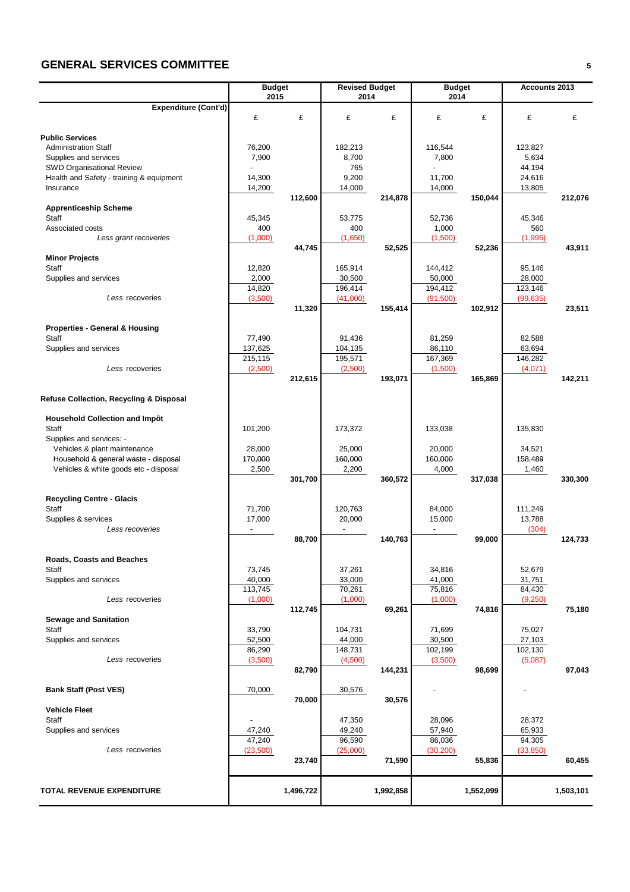## GENERAL SERVICES COMMITTEE

| Expenditure (Cont'd) | Budget 2015 | | Revised Budget 2014 | | Budget 2014 | | Accounts 2013 | |
|---|---|---|---|---|---|---|---|---|
| | £ | £ | £ | £ | £ | £ | £ | £ |
| **Public Services** | | | | | | | | |
| Administration Staff | 76,200 | | 182,213 | | 116,544 | | 123,827 | |
| Supplies and services | 7,900 | | 8,700 | | 7,800 | | 5,634 | |
| SWD Organisational Review | - | | 765 | | - | | 44,194 | |
| Health and Safety - training & equipment | 14,300 | | 9,200 | | 11,700 | | 24,616 | |
| Insurance | 14,200 | | 14,000 | | 14,000 | | 13,805 | |
| | | **112,600** | | **214,878** | | **150,044** | | **212,076** |
| **Apprenticeship Scheme** | | | | | | | | |
| Staff | 45,345 | | 53,775 | | 52,736 | | 45,346 | |
| Associated costs | 400 | | 400 | | 1,000 | | 560 | |
| *Less grant recoveries* | (1,000) | | (1,650) | | (1,500) | | (1,995) | |
| | | **44,745** | | **52,525** | | **52,236** | | **43,911** |
| **Minor Projects** | | | | | | | | |
| Staff | 12,820 | | 165,914 | | 144,412 | | 95,146 | |
| Supplies and services | 2,000 | | 30,500 | | 50,000 | | 28,000 | |
| | 14,820 | | 196,414 | | 194,412 | | 123,146 | |
| *Less* recoveries | (3,500) | | (41,000) | | (91,500) | | (99,635) | |
| | | **11,320** | | **155,414** | | **102,912** | | **23,511** |
| **Properties - General & Housing** | | | | | | | | |
| Staff | 77,490 | | 91,436 | | 81,259 | | 82,588 | |
| Supplies and services | 137,625 | | 104,135 | | 86,110 | | 63,694 | |
| | 215,115 | | 195,571 | | 167,369 | | 146,282 | |
| *Less* recoveries | (2,500) | | (2,500) | | (1,500) | | (4,071) | |
| | | **212,615** | | **193,071** | | **165,869** | | **142,211** |
| **Refuse Collection, Recycling & Disposal** | | | | | | | | |
| **Household Collection and Impôt** | | | | | | | | |
| Staff | 101,200 | | 173,372 | | 133,038 | | 135,830 | |
| Supplies and services: - | | | | | | | | |
| Vehicles & plant maintenance | 28,000 | | 25,000 | | 20,000 | | 34,521 | |
| Household & general waste - disposal | 170,000 | | 160,000 | | 160,000 | | 158,489 | |
| Vehicles & white goods etc - disposal | 2,500 | | 2,200 | | 4,000 | | 1,460 | |
| | | **301,700** | | **360,572** | | **317,038** | | **330,300** |
| **Recycling Centre - Glacis** | | | | | | | | |
| Staff | 71,700 | | 120,763 | | 84,000 | | 111,249 | |
| Supplies & services | 17,000 | | 20,000 | | 15,000 | | 13,788 | |
| *Less recoveries* | - | | - | | - | | (304) | |
| | | **88,700** | | **140,763** | | **99,000** | | **124,733** |
| **Roads, Coasts and Beaches** | | | | | | | | |
| Staff | 73,745 | | 37,261 | | 34,816 | | 52,679 | |
| Supplies and services | 40,000 | | 33,000 | | 41,000 | | 31,751 | |
| | 113,745 | | 70,261 | | 75,816 | | 84,430 | |
| *Less* recoveries | (1,000) | | (1,000) | | (1,000) | | (9,250) | |
| | | **112,745** | | **69,261** | | **74,816** | | **75,180** |
| **Sewage and Sanitation** | | | | | | | | |
| Staff | 33,790 | | 104,731 | | 71,699 | | 75,027 | |
| Supplies and services | 52,500 | | 44,000 | | 30,500 | | 27,103 | |
| | 86,290 | | 148,731 | | 102,199 | | 102,130 | |
| *Less* recoveries | (3,500) | | (4,500) | | (3,500) | | (5,087) | |
| | | **82,790** | | **144,231** | | **98,699** | | **97,043** |
| **Bank Staff (Post VES)** | 70,000 | | 30,576 | | - | | - | |
| | | **70,000** | | **30,576** | | | | |
| **Vehicle Fleet** | | | | | | | | |
| Staff | - | | 47,350 | | 28,096 | | 28,372 | |
| Supplies and services | 47,240 | | 49,240 | | 57,940 | | 65,933 | |
| | 47,240 | | 96,590 | | 86,036 | | 94,305 | |
| *Less* recoveries | (23,500) | | (25,000) | | (30,200) | | (33,850) | |
| | | **23,740** | | **71,590** | | **55,836** | | **60,455** |
| **TOTAL REVENUE EXPENDITURE** | | **1,496,722** | | **1,992,858** | | **1,552,099** | | **1,503,101** |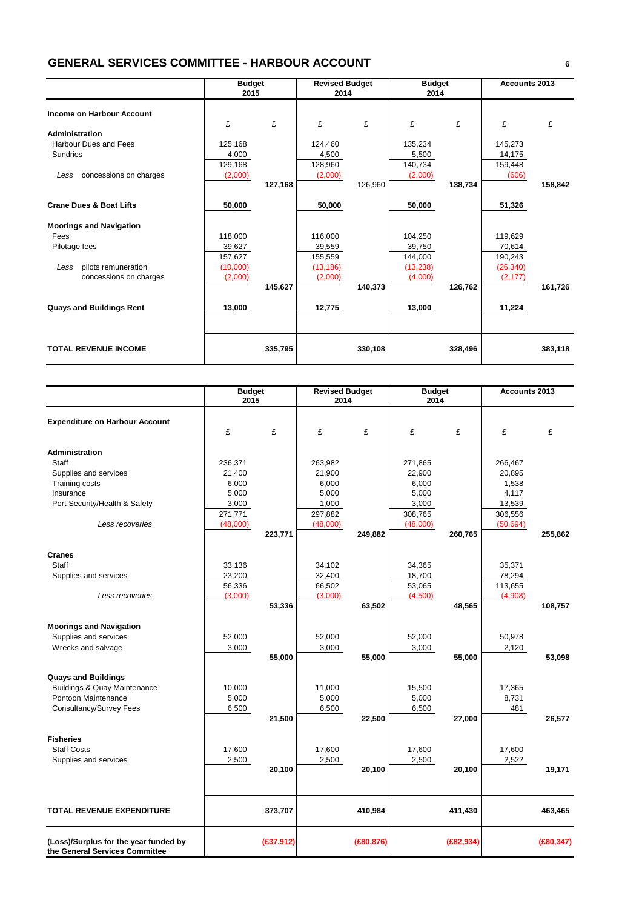## GENERAL SERVICES COMMITTEE - HARBOUR ACCOUNT

| | Budget 2015 | | Revised Budget 2014 | | Budget 2014 | | Accounts 2013 | |
|---|---|---|---|---|---|---|---|---|
| **Income on Harbour Account** | £ | £ | £ | £ | £ | £ | £ | £ |
| **Administration** | | | | | | | | |
| Harbour Dues and Fees | 125,168 | | 124,460 | | 135,234 | | 145,273 | |
| Sundries | 4,000 | | 4,500 | | 5,500 | | 14,175 | |
| | 129,168 | | 128,960 | | 140,734 | | 159,448 | |
| *Less* concessions on charges | (2,000) | | (2,000) | | (2,000) | | (606) | |
| | | **127,168** | | 126,960 | | **138,734** | | **158,842** |
| **Crane Dues & Boat Lifts** | **50,000** | | **50,000** | | **50,000** | | **51,326** | |
| **Moorings and Navigation** | | | | | | | | |
| Fees | 118,000 | | 116,000 | | 104,250 | | 119,629 | |
| Pilotage fees | 39,627 | | 39,559 | | 39,750 | | 70,614 | |
| | 157,627 | | 155,559 | | 144,000 | | 190,243 | |
| *Less* pilots remuneration | (10,000) | | (13,186) | | (13,238) | | (26,340) | |
| concessions on charges | (2,000) | | (2,000) | | (4,000) | | (2,177) | |
| | | **145,627** | | **140,373** | | **126,762** | | **161,726** |
| **Quays and Buildings Rent** | **13,000** | | **12,775** | | **13,000** | | **11,224** | |
| **TOTAL REVENUE INCOME** | | **335,795** | | **330,108** | | **328,496** | | **383,118** |

| | Budget 2015 | | Revised Budget 2014 | | Budget 2014 | | Accounts 2013 | |
|---|---|---|---|---|---|---|---|---|
| **Expenditure on Harbour Account** | £ | £ | £ | £ | £ | £ | £ | £ |
| **Administration** | | | | | | | | |
| Staff | 236,371 | | 263,982 | | 271,865 | | 266,467 | |
| Supplies and services | 21,400 | | 21,900 | | 22,900 | | 20,895 | |
| Training costs | 6,000 | | 6,000 | | 6,000 | | 1,538 | |
| Insurance | 5,000 | | 5,000 | | 5,000 | | 4,117 | |
| Port Security/Health & Safety | 3,000 | | 1,000 | | 3,000 | | 13,539 | |
| | 271,771 | | 297,882 | | 308,765 | | 306,556 | |
| *Less recoveries* | (48,000) | | (48,000) | | (48,000) | | (50,694) | |
| | | **223,771** | | **249,882** | | **260,765** | | **255,862** |
| **Cranes** | | | | | | | | |
| Staff | 33,136 | | 34,102 | | 34,365 | | 35,371 | |
| Supplies and services | 23,200 | | 32,400 | | 18,700 | | 78,294 | |
| | 56,336 | | 66,502 | | 53,065 | | 113,655 | |
| *Less recoveries* | (3,000) | | (3,000) | | (4,500) | | (4,908) | |
| | | **53,336** | | **63,502** | | **48,565** | | **108,757** |
| **Moorings and Navigation** | | | | | | | | |
| Supplies and services | 52,000 | | 52,000 | | 52,000 | | 50,978 | |
| Wrecks and salvage | 3,000 | | 3,000 | | 3,000 | | 2,120 | |
| | | **55,000** | | **55,000** | | **55,000** | | **53,098** |
| **Quays and Buildings** | | | | | | | | |
| Buildings & Quay Maintenance | 10,000 | | 11,000 | | 15,500 | | 17,365 | |
| Pontoon Maintenance | 5,000 | | 5,000 | | 5,000 | | 8,731 | |
| Consultancy/Survey Fees | 6,500 | | 6,500 | | 6,500 | | 481 | |
| | | **21,500** | | **22,500** | | **27,000** | | **26,577** |
| **Fisheries** | | | | | | | | |
| Staff Costs | 17,600 | | 17,600 | | 17,600 | | 17,600 | |
| Supplies and services | 2,500 | | 2,500 | | 2,500 | | 2,522 | |
| | | **20,100** | | **20,100** | | **20,100** | | **19,171** |
| **TOTAL REVENUE EXPENDITURE** | | **373,707** | | **410,984** | | **411,430** | | **463,465** |
| **(Loss)/Surplus for the year funded by the General Services Committee** | | **(£37,912)** | | **(£80,876)** | | **(£82,934)** | | **(£80,347)** |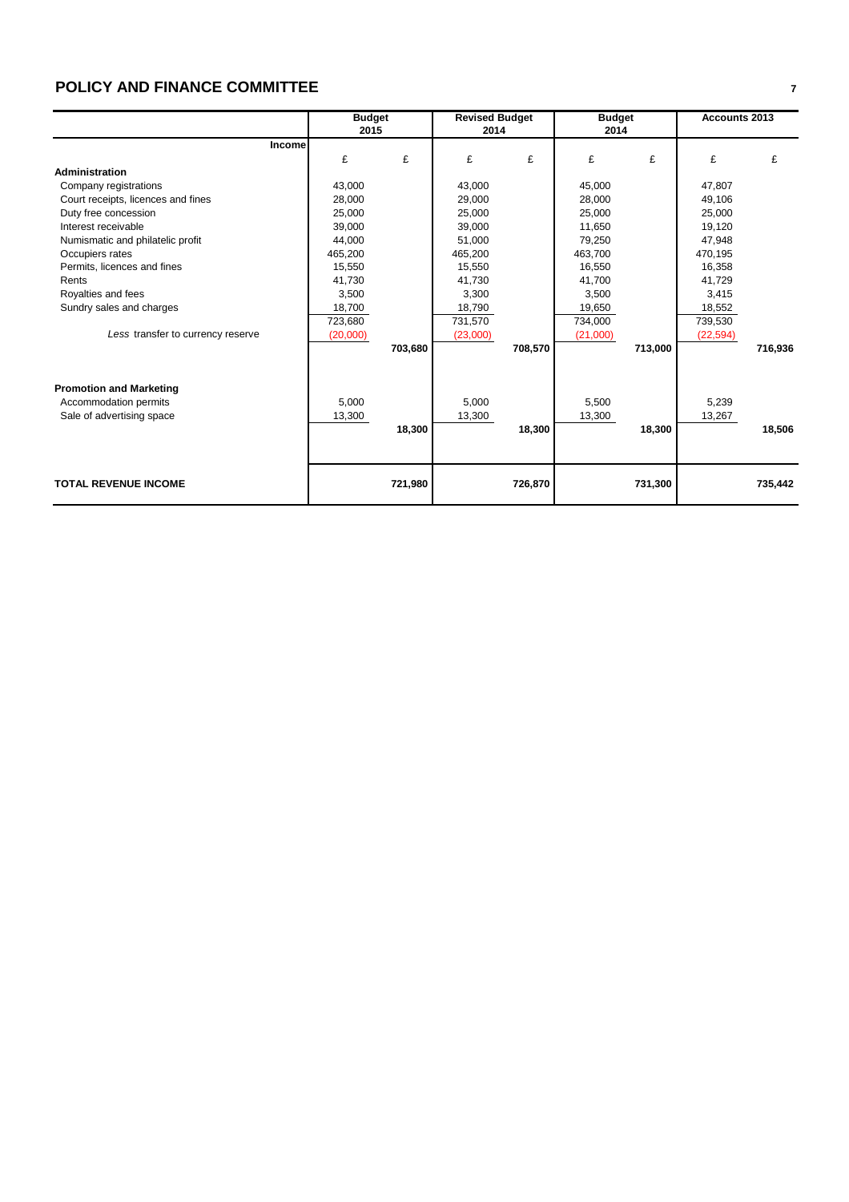# POLICY AND FINANCE COMMITTEE

| Income | Budget 2015 | | Revised Budget 2014 | | Budget 2014 | | Accounts 2013 | |
|---|---|---|---|---|---|---|---|---|
| | £ | £ | £ | £ | £ | £ | £ | £ |
| **Administration** | | | | | | | | |
| Company registrations | 43,000 | | 43,000 | | 45,000 | | 47,807 | |
| Court receipts, licences and fines | 28,000 | | 29,000 | | 28,000 | | 49,106 | |
| Duty free concession | 25,000 | | 25,000 | | 25,000 | | 25,000 | |
| Interest receivable | 39,000 | | 39,000 | | 11,650 | | 19,120 | |
| Numismatic and philatelic profit | 44,000 | | 51,000 | | 79,250 | | 47,948 | |
| Occupiers rates | 465,200 | | 465,200 | | 463,700 | | 470,195 | |
| Permits, licences and fines | 15,550 | | 15,550 | | 16,550 | | 16,358 | |
| Rents | 41,730 | | 41,730 | | 41,700 | | 41,729 | |
| Royalties and fees | 3,500 | | 3,300 | | 3,500 | | 3,415 | |
| Sundry sales and charges | 18,700 | | 18,790 | | 19,650 | | 18,552 | |
| | 723,680 | | 731,570 | | 734,000 | | 739,530 | |
| *Less* transfer to currency reserve | (20,000) | | (23,000) | | (21,000) | | (22,594) | |
| | | **703,680** | | **708,570** | | **713,000** | | **716,936** |
| **Promotion and Marketing** | | | | | | | | |
| Accommodation permits | 5,000 | | 5,000 | | 5,500 | | 5,239 | |
| Sale of advertising space | 13,300 | | 13,300 | | 13,300 | | 13,267 | |
| | | **18,300** | | **18,300** | | **18,300** | | **18,506** |
| **TOTAL REVENUE INCOME** | | **721,980** | | **726,870** | | **731,300** | | **735,442** |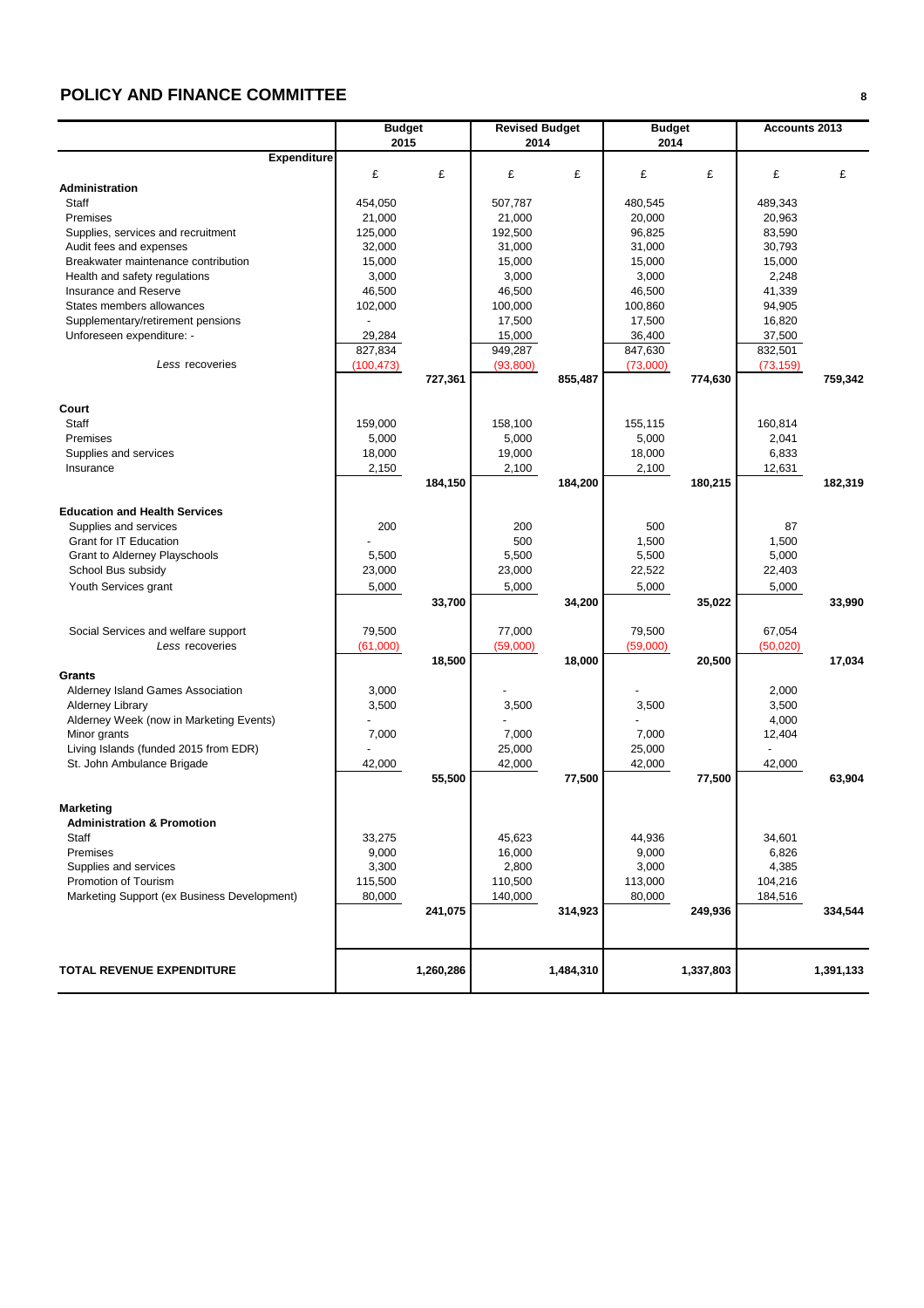## POLICY AND FINANCE COMMITTEE

| | Budget 2015 | | Revised Budget 2014 | | Budget 2014 | | Accounts 2013 | |
|---|---|---|---|---|---|---|---|---|
| **Expenditure** | £ | £ | £ | £ | £ | £ | £ | £ |
| **Administration** | | | | | | | | |
| Staff | 454,050 | | 507,787 | | 480,545 | | 489,343 | |
| Premises | 21,000 | | 21,000 | | 20,000 | | 20,963 | |
| Supplies, services and recruitment | 125,000 | | 192,500 | | 96,825 | | 83,590 | |
| Audit fees and expenses | 32,000 | | 31,000 | | 31,000 | | 30,793 | |
| Breakwater maintenance contribution | 15,000 | | 15,000 | | 15,000 | | 15,000 | |
| Health and safety regulations | 3,000 | | 3,000 | | 3,000 | | 2,248 | |
| Insurance and Reserve | 46,500 | | 46,500 | | 46,500 | | 41,339 | |
| States members allowances | 102,000 | | 100,000 | | 100,860 | | 94,905 | |
| Supplementary/retirement pensions | - | | 17,500 | | 17,500 | | 16,820 | |
| Unforeseen expenditure: - | 29,284 | | 15,000 | | 36,400 | | 37,500 | |
| | 827,834 | | 949,287 | | 847,630 | | 832,501 | |
| *Less* recoveries | (100,473) | 727,361 | (93,800) | 855,487 | (73,000) | 774,630 | (73,159) | 759,342 |
| **Court** | | | | | | | | |
| Staff | 159,000 | | 158,100 | | 155,115 | | 160,814 | |
| Premises | 5,000 | | 5,000 | | 5,000 | | 2,041 | |
| Supplies and services | 18,000 | | 19,000 | | 18,000 | | 6,833 | |
| Insurance | 2,150 | | 2,100 | | 2,100 | | 12,631 | |
| | | 184,150 | | 184,200 | | 180,215 | | 182,319 |
| **Education and Health Services** | | | | | | | | |
| Supplies and services | 200 | | 200 | | 500 | | 87 | |
| Grant for IT Education | - | | 500 | | 1,500 | | 1,500 | |
| Grant to Alderney Playschools | 5,500 | | 5,500 | | 5,500 | | 5,000 | |
| School Bus subsidy | 23,000 | | 23,000 | | 22,522 | | 22,403 | |
| Youth Services grant | 5,000 | | 5,000 | | 5,000 | | 5,000 | |
| | | 33,700 | | 34,200 | | 35,022 | | 33,990 |
| Social Services and welfare support | 79,500 | | 77,000 | | 79,500 | | 67,054 | |
| *Less* recoveries | (61,000) | | (59,000) | | (59,000) | | (50,020) | |
| | | 18,500 | | 18,000 | | 20,500 | | 17,034 |
| **Grants** | | | | | | | | |
| Alderney Island Games Association | 3,000 | | - | | - | | 2,000 | |
| Alderney Library | 3,500 | | 3,500 | | 3,500 | | 3,500 | |
| Alderney Week (now in Marketing Events) | - | | - | | - | | 4,000 | |
| Minor grants | 7,000 | | 7,000 | | 7,000 | | 12,404 | |
| Living Islands (funded 2015 from EDR) | - | | 25,000 | | 25,000 | | - | |
| St. John Ambulance Brigade | 42,000 | | 42,000 | | 42,000 | | 42,000 | |
| | | 55,500 | | 77,500 | | 77,500 | | 63,904 |
| **Marketing** | | | | | | | | |
| **Administration & Promotion** | | | | | | | | |
| Staff | 33,275 | | 45,623 | | 44,936 | | 34,601 | |
| Premises | 9,000 | | 16,000 | | 9,000 | | 6,826 | |
| Supplies and services | 3,300 | | 2,800 | | 3,000 | | 4,385 | |
| Promotion of Tourism | 115,500 | | 110,500 | | 113,000 | | 104,216 | |
| Marketing Support (ex Business Development) | 80,000 | | 140,000 | | 80,000 | | 184,516 | |
| | | 241,075 | | 314,923 | | 249,936 | | 334,544 |
| **TOTAL REVENUE EXPENDITURE** | | 1,260,286 | | 1,484,310 | | 1,337,803 | | 1,391,133 |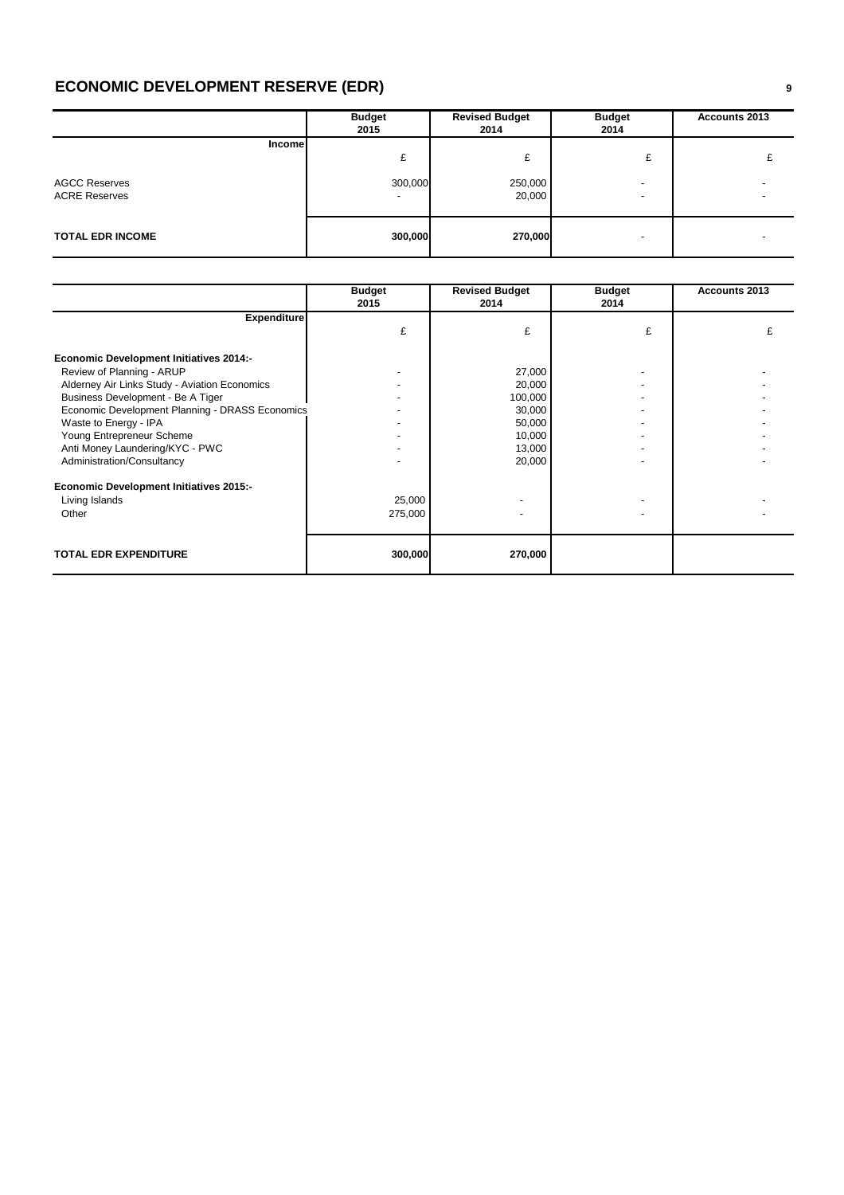# ECONOMIC DEVELOPMENT RESERVE (EDR)

| | Budget 2015 | Revised Budget 2014 | Budget 2014 | Accounts 2013 |
|---|---|---|---|---|
| **Income** | £ | £ | £ | £ |
| AGCC Reserves | 300,000 | 250,000 | - | - |
| ACRE Reserves | - | 20,000 | - | - |
| **TOTAL EDR INCOME** | **300,000** | **270,000** | - | - |

| | Budget 2015 | Revised Budget 2014 | Budget 2014 | Accounts 2013 |
|---|---|---|---|---|
| **Expenditure** | £ | £ | £ | £ |
| **Economic Development Initiatives 2014:-** | | | | |
| Review of Planning - ARUP | - | 27,000 | - | - |
| Alderney Air Links Study - Aviation Economics | - | 20,000 | - | - |
| Business Development - Be A Tiger | - | 100,000 | - | - |
| Economic Development Planning - DRASS Economics | - | 30,000 | - | - |
| Waste to Energy - IPA | - | 50,000 | - | - |
| Young Entrepreneur Scheme | - | 10,000 | - | - |
| Anti Money Laundering/KYC - PWC | - | 13,000 | - | - |
| Administration/Consultancy | - | 20,000 | - | - |
| **Economic Development Initiatives 2015:-** | | | | |
| Living Islands | 25,000 | - | - | - |
| Other | 275,000 | - | - | - |
| **TOTAL EDR EXPENDITURE** | **300,000** | **270,000** | | |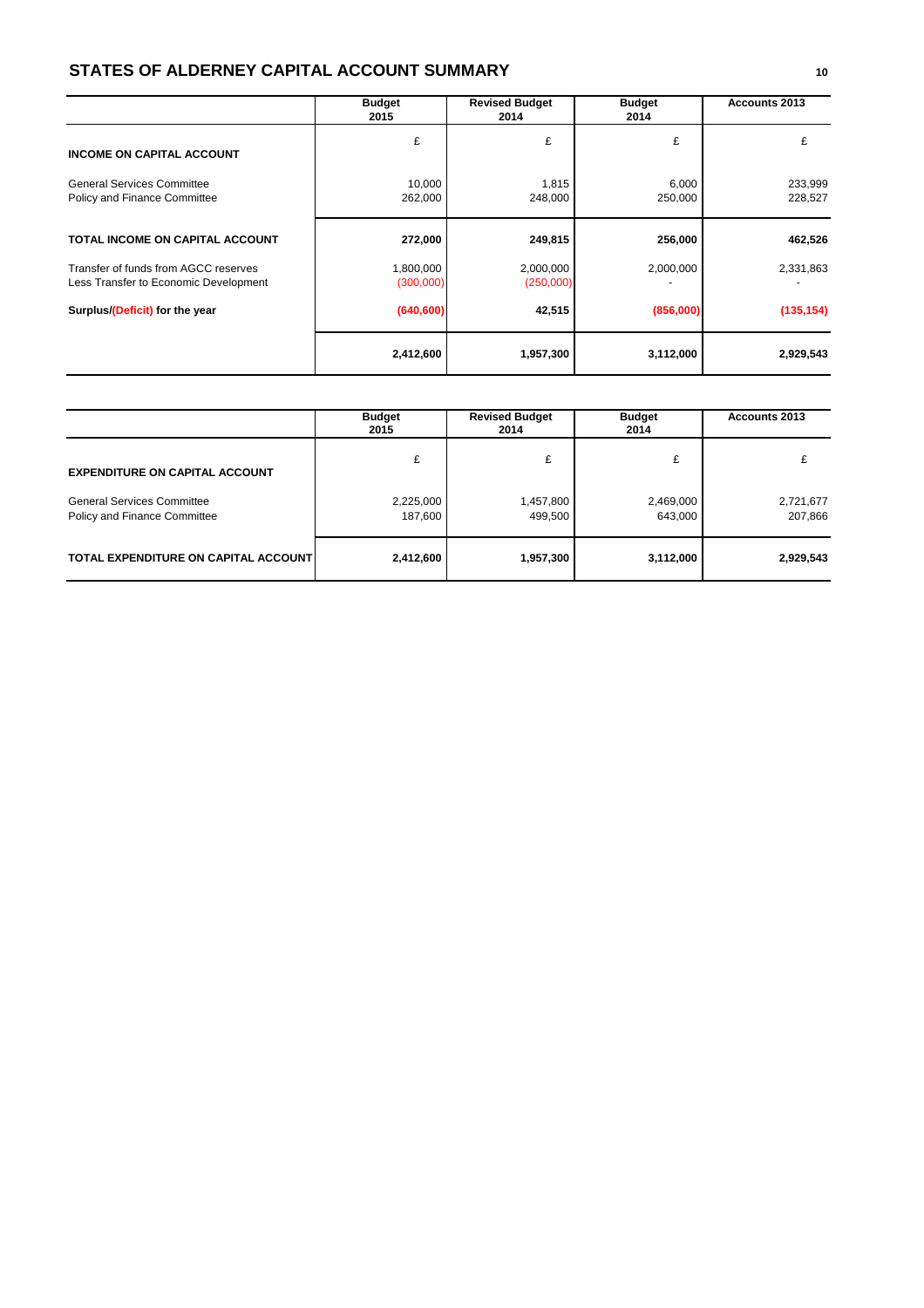## STATES OF ALDERNEY CAPITAL ACCOUNT SUMMARY

| | Budget 2015 | Revised Budget 2014 | Budget 2014 | Accounts 2013 |
|---|---|---|---|---|
| | £ | £ | £ | £ |
| **INCOME ON CAPITAL ACCOUNT** | | | | |
| General Services Committee | 10,000 | 1,815 | 6,000 | 233,999 |
| Policy and Finance Committee | 262,000 | 248,000 | 250,000 | 228,527 |
| **TOTAL INCOME ON CAPITAL ACCOUNT** | **272,000** | **249,815** | **256,000** | **462,526** |
| Transfer of funds from AGCC reserves | 1,800,000 | 2,000,000 | 2,000,000 | 2,331,863 |
| Less Transfer to Economic Development | (300,000) | (250,000) | - | - |
| **Surplus/(Deficit) for the year** | **(640,600)** | **42,515** | **(856,000)** | **(135,154)** |
| | **2,412,600** | **1,957,300** | **3,112,000** | **2,929,543** |

| | Budget 2015 | Revised Budget 2014 | Budget 2014 | Accounts 2013 |
|---|---|---|---|---|
| | £ | £ | £ | £ |
| **EXPENDITURE ON CAPITAL ACCOUNT** | | | | |
| General Services Committee | 2,225,000 | 1,457,800 | 2,469,000 | 2,721,677 |
| Policy and Finance Committee | 187,600 | 499,500 | 643,000 | 207,866 |
| **TOTAL EXPENDITURE ON CAPITAL ACCOUNT** | **2,412,600** | **1,957,300** | **3,112,000** | **2,929,543** |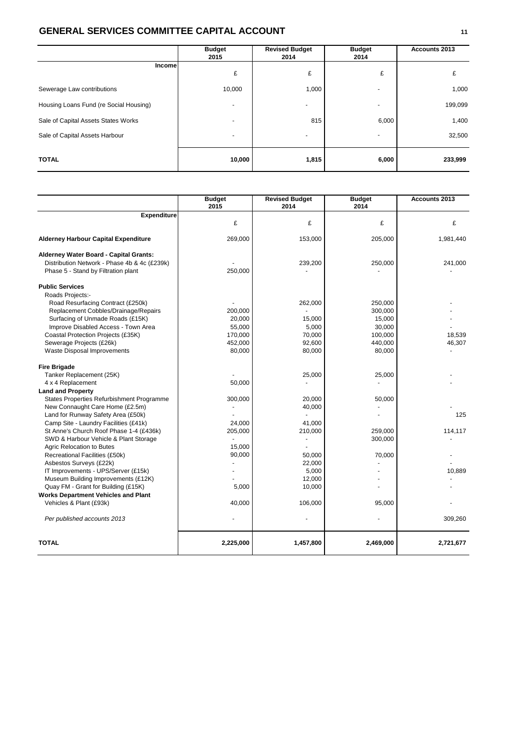## GENERAL SERVICES COMMITTEE CAPITAL ACCOUNT

| | Budget 2015 | Revised Budget 2014 | Budget 2014 | Accounts 2013 |
|---|---|---|---|---|
| **Income** | £ | £ | £ | £ |
| Sewerage Law contributions | 10,000 | 1,000 | - | 1,000 |
| Housing Loans Fund (re Social Housing) | - | - | - | 199,099 |
| Sale of Capital Assets States Works | - | 815 | 6,000 | 1,400 |
| Sale of Capital Assets Harbour | - | - | - | 32,500 |
| **TOTAL** | **10,000** | **1,815** | **6,000** | **233,999** |

| | Budget 2015 | Revised Budget 2014 | Budget 2014 | Accounts 2013 |
|---|---|---|---|---|
| **Expenditure** | £ | £ | £ | £ |
| **Alderney Harbour Capital Expenditure** | 269,000 | 153,000 | 205,000 | 1,981,440 |
| **Alderney Water Board - Capital Grants:** | | | | |
| Distribution Network - Phase 4b & 4c (£239k) | - | 239,200 | 250,000 | 241,000 |
| Phase 5 - Stand by Filtration plant | 250,000 | - | - | - |
| **Public Services** | | | | |
| Roads Projects:- | | | | |
| Road Resurfacing Contract (£250k) | - | 262,000 | 250,000 | - |
| Replacement Cobbles/Drainage/Repairs | 200,000 | - | 300,000 | - |
| Surfacing of Unmade Roads (£15K) | 20,000 | 15,000 | 15,000 | - |
| Improve Disabled Access - Town Area | 55,000 | 5,000 | 30,000 | - |
| Coastal Protection Projects (£35K) | 170,000 | 70,000 | 100,000 | 18,539 |
| Sewerage Projects (£26k) | 452,000 | 92,600 | 440,000 | 46,307 |
| Waste Disposal Improvements | 80,000 | 80,000 | 80,000 | - |
| **Fire Brigade** | | | | |
| Tanker Replacement (25K) | - | 25,000 | 25,000 | - |
| 4 x 4 Replacement | 50,000 | - | - | - |
| **Land and Property** | | | | |
| States Properties Refurbishment Programme | 300,000 | 20,000 | 50,000 | |
| New Connaught Care Home (£2.5m) | - | 40,000 | - | - |
| Land for Runway Safety Area (£50k) | - | - | - | 125 |
| Camp Site - Laundry Facilities (£41k) | 24,000 | 41,000 | | |
| St Anne's Church Roof Phase 1-4 (£436k) | 205,000 | 210,000 | 259,000 | 114,117 |
| SWD & Harbour Vehicle & Plant Storage | - | - | 300,000 | - |
| Agric Relocation to Butes | 15,000 | - | | |
| Recreational Facilities (£50k) | 90,000 | 50,000 | 70,000 | - |
| Asbestos Surveys (£22k) | - | 22,000 | - | - |
| IT Improvements - UPS/Server (£15k) | - | 5,000 | - | 10,889 |
| Museum Building Improvements (£12K) | - | 12,000 | - | - |
| Quay FM - Grant for Building (£15K) | 5,000 | 10,000 | - | - |
| **Works Department Vehicles and Plant** | | | | |
| Vehicles & Plant (£93k) | 40,000 | 106,000 | 95,000 | - |
| *Per published accounts 2013* | - | - | - | 309,260 |
| **TOTAL** | **2,225,000** | **1,457,800** | **2,469,000** | **2,721,677** |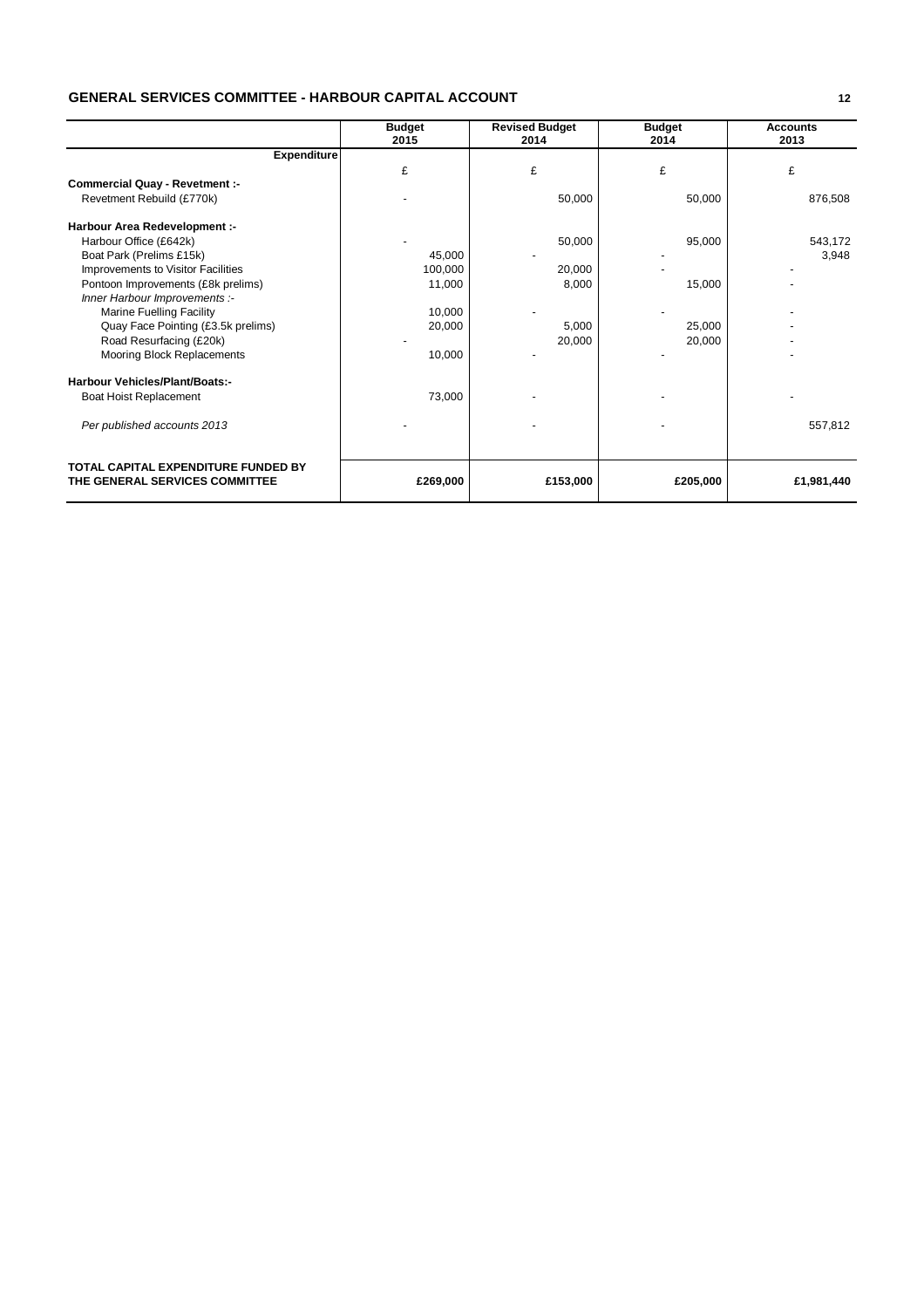## GENERAL SERVICES COMMITTEE - HARBOUR CAPITAL ACCOUNT

| | Budget 2015 | Revised Budget 2014 | Budget 2014 | Accounts 2013 |
|---|---|---|---|---|
| **Expenditure** | £ | £ | £ | £ |
| **Commercial Quay - Revetment :-** | | | | |
| Revetment Rebuild (£770k) | - | 50,000 | 50,000 | 876,508 |
| **Harbour Area Redevelopment :-** | | | | |
| Harbour Office (£642k) | - | 50,000 | 95,000 | 543,172 |
| Boat Park (Prelims £15k) | 45,000 | - | - | 3,948 |
| Improvements to Visitor Facilities | 100,000 | 20,000 | - | - |
| Pontoon Improvements (£8k prelims) | 11,000 | 8,000 | 15,000 | - |
| *Inner Harbour Improvements :-* | | | | |
| Marine Fuelling Facility | 10,000 | - | - | - |
| Quay Face Pointing (£3.5k prelims) | 20,000 | 5,000 | 25,000 | - |
| Road Resurfacing (£20k) | - | 20,000 | 20,000 | - |
| Mooring Block Replacements | 10,000 | - | - | - |
| **Harbour Vehicles/Plant/Boats:-** | | | | |
| Boat Hoist Replacement | 73,000 | - | - | - |
| *Per published accounts 2013* | - | - | - | 557,812 |
| **TOTAL CAPITAL EXPENDITURE FUNDED BY THE GENERAL SERVICES COMMITTEE** | **£269,000** | **£153,000** | **£205,000** | **£1,981,440** |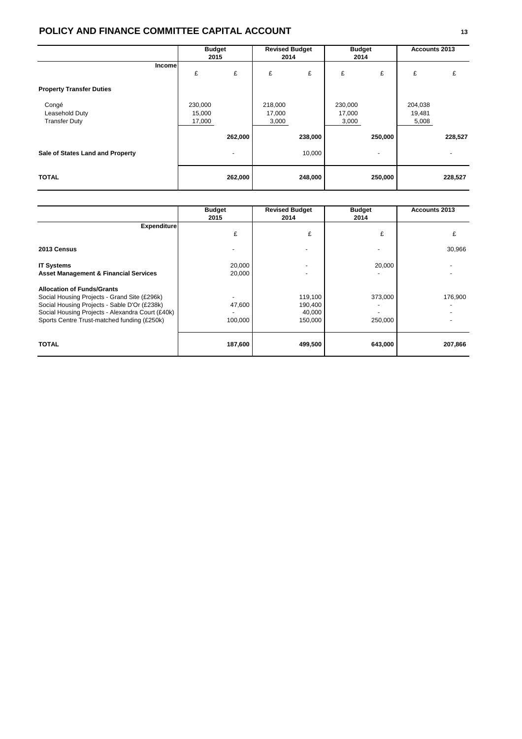## POLICY AND FINANCE COMMITTEE CAPITAL ACCOUNT

| | Budget 2015 | | Revised Budget 2014 | | Budget 2014 | | Accounts 2013 | |
|---|---|---|---|---|---|---|---|---|
| **Income** | £ | £ | £ | £ | £ | £ | £ | £ |
| **Property Transfer Duties** | | | | | | | | |
| Congé | 230,000 | | 218,000 | | 230,000 | | 204,038 | |
| Leasehold Duty | 15,000 | | 17,000 | | 17,000 | | 19,481 | |
| Transfer Duty | 17,000 | | 3,000 | | 3,000 | | 5,008 | |
| | | **262,000** | | **238,000** | | **250,000** | | **228,527** |
| **Sale of States Land and Property** | | - | | 10,000 | | - | | - |
| **TOTAL** | | **262,000** | | **248,000** | | **250,000** | | **228,527** |

| | Budget 2015 | Revised Budget 2014 | Budget 2014 | Accounts 2013 |
|---|---|---|---|---|
| **Expenditure** | £ | £ | £ | £ |
| **2013 Census** | - | - | - | 30,966 |
| **IT Systems** | 20,000 | - | 20,000 | - |
| **Asset Management & Financial Services** | 20,000 | - | - | - |
| **Allocation of Funds/Grants** | | | | |
| Social Housing Projects - Grand Site (£296k) | - | 119,100 | 373,000 | 176,900 |
| Social Housing Projects - Sable D'Or (£238k) | 47,600 | 190,400 | - | - |
| Social Housing Projects - Alexandra Court (£40k) | - | 40,000 | - | - |
| Sports Centre Trust-matched funding (£250k) | 100,000 | 150,000 | 250,000 | - |
| **TOTAL** | **187,600** | **499,500** | **643,000** | **207,866** |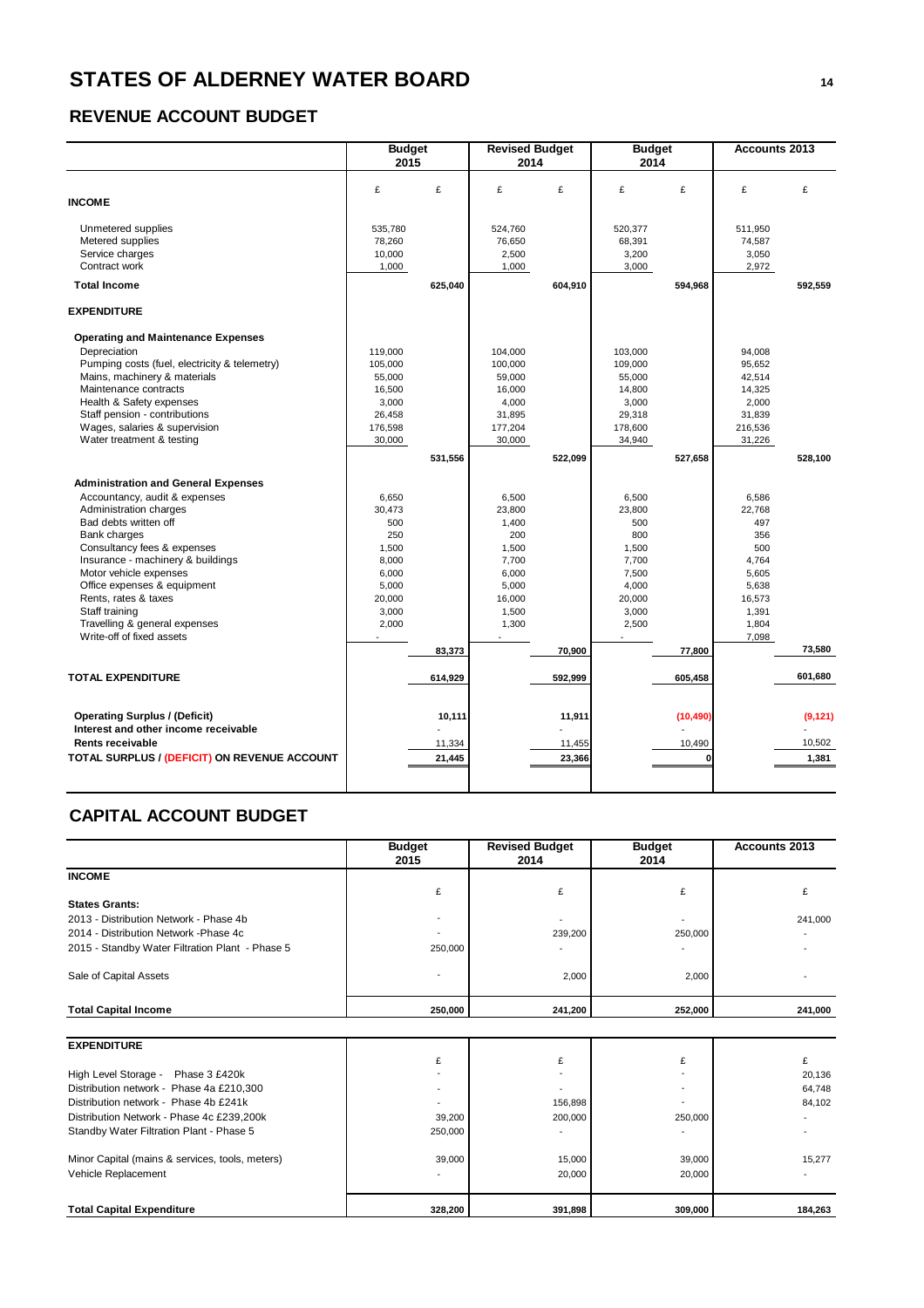# STATES OF ALDERNEY WATER BOARD

## REVENUE ACCOUNT BUDGET

| | Budget 2015 | | Revised Budget 2014 | | Budget 2014 | | Accounts 2013 | |
|---|---|---|---|---|---|---|---|---|
| | £ | £ | £ | £ | £ | £ | £ | £ |
| **INCOME** | | | | | | | | |
| Unmetered supplies | 535,780 | | 524,760 | | 520,377 | | 511,950 | |
| Metered supplies | 78,260 | | 76,650 | | 68,391 | | 74,587 | |
| Service charges | 10,000 | | 2,500 | | 3,200 | | 3,050 | |
| Contract work | 1,000 | | 1,000 | | 3,000 | | 2,972 | |
| **Total Income** | | 625,040 | | 604,910 | | 594,968 | | 592,559 |
| **EXPENDITURE** | | | | | | | | |
| **Operating and Maintenance Expenses** | | | | | | | | |
| Depreciation | 119,000 | | 104,000 | | 103,000 | | 94,008 | |
| Pumping costs (fuel, electricity & telemetry) | 105,000 | | 100,000 | | 109,000 | | 95,652 | |
| Mains, machinery & materials | 55,000 | | 59,000 | | 55,000 | | 42,514 | |
| Maintenance contracts | 16,500 | | 16,000 | | 14,800 | | 14,325 | |
| Health & Safety expenses | 3,000 | | 4,000 | | 3,000 | | 2,000 | |
| Staff pension - contributions | 26,458 | | 31,895 | | 29,318 | | 31,839 | |
| Wages, salaries & supervision | 176,598 | | 177,204 | | 178,600 | | 216,536 | |
| Water treatment & testing | 30,000 | | 30,000 | | 34,940 | | 31,226 | |
| | | 531,556 | | 522,099 | | 527,658 | | 528,100 |
| **Administration and General Expenses** | | | | | | | | |
| Accountancy, audit & expenses | 6,650 | | 6,500 | | 6,500 | | 6,586 | |
| Administration charges | 30,473 | | 23,800 | | 23,800 | | 22,768 | |
| Bad debts written off | 500 | | 1,400 | | 500 | | 497 | |
| Bank charges | 250 | | 200 | | 800 | | 356 | |
| Consultancy fees & expenses | 1,500 | | 1,500 | | 1,500 | | 500 | |
| Insurance - machinery & buildings | 8,000 | | 7,700 | | 7,700 | | 4,764 | |
| Motor vehicle expenses | 6,000 | | 6,000 | | 7,500 | | 5,605 | |
| Office expenses & equipment | 5,000 | | 5,000 | | 4,000 | | 5,638 | |
| Rents, rates & taxes | 20,000 | | 16,000 | | 20,000 | | 16,573 | |
| Staff training | 3,000 | | 1,500 | | 3,000 | | 1,391 | |
| Travelling & general expenses | 2,000 | | 1,300 | | 2,500 | | 1,804 | |
| Write-off of fixed assets | - | | - | | - | | 7,098 | |
| | | 83,373 | | 70,900 | | 77,800 | | 73,580 |
| **TOTAL EXPENDITURE** | | 614,929 | | 592,999 | | 605,458 | | 601,680 |
| **Operating Surplus / (Deficit)** | | 10,111 | | 11,911 | | (10,490) | | (9,121) |
| **Interest and other income receivable** | | - | | - | | - | | - |
| **Rents receivable** | | 11,334 | | 11,455 | | 10,490 | | 10,502 |
| **TOTAL SURPLUS / (DEFICIT) ON REVENUE ACCOUNT** | | 21,445 | | 23,366 | | 0 | | 1,381 |

## CAPITAL ACCOUNT BUDGET

| | Budget 2015 | Revised Budget 2014 | Budget 2014 | Accounts 2013 |
|---|---|---|---|---|
| **INCOME** | | | | |
| | £ | £ | £ | £ |
| **States Grants:** | | | | |
| 2013 - Distribution Network - Phase 4b | - | - | - | 241,000 |
| 2014 - Distribution Network -Phase 4c | - | 239,200 | 250,000 | - |
| 2015 - Standby Water Filtration Plant - Phase 5 | 250,000 | - | - | - |
| Sale of Capital Assets | - | 2,000 | 2,000 | - |
| **Total Capital Income** | 250,000 | 241,200 | 252,000 | 241,000 |
| **EXPENDITURE** | | | | |
| | £ | £ | £ | £ |
| High Level Storage - Phase 3 £420k | - | - | - | 20,136 |
| Distribution network - Phase 4a £210,300 | - | - | - | 64,748 |
| Distribution network - Phase 4b £241k | - | 156,898 | - | 84,102 |
| Distribution Network - Phase 4c £239,200k | 39,200 | 200,000 | 250,000 | - |
| Standby Water Filtration Plant - Phase 5 | 250,000 | - | - | - |
| Minor Capital (mains & services, tools, meters) | 39,000 | 15,000 | 39,000 | 15,277 |
| Vehicle Replacement | - | 20,000 | 20,000 | - |
| **Total Capital Expenditure** | 328,200 | 391,898 | 309,000 | 184,263 |